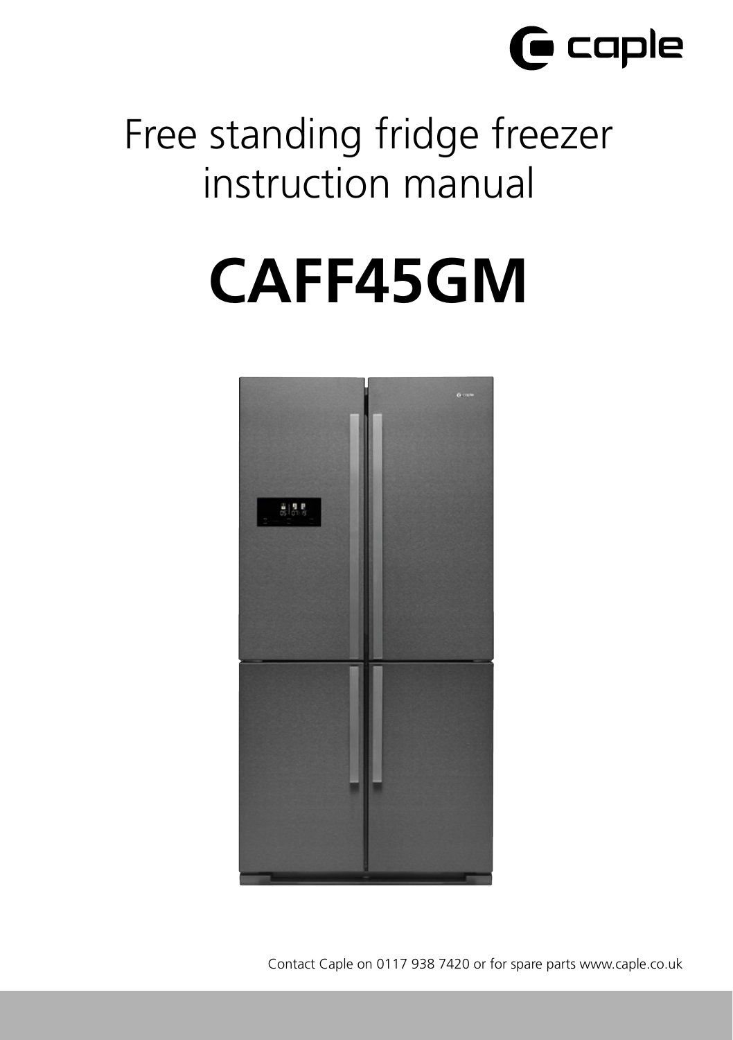caple

# Free standing fridge freezer instruction manual

# CAFF45GM

Contact Caple on 0117 938 7420 or for spare parts www.caple.co.uk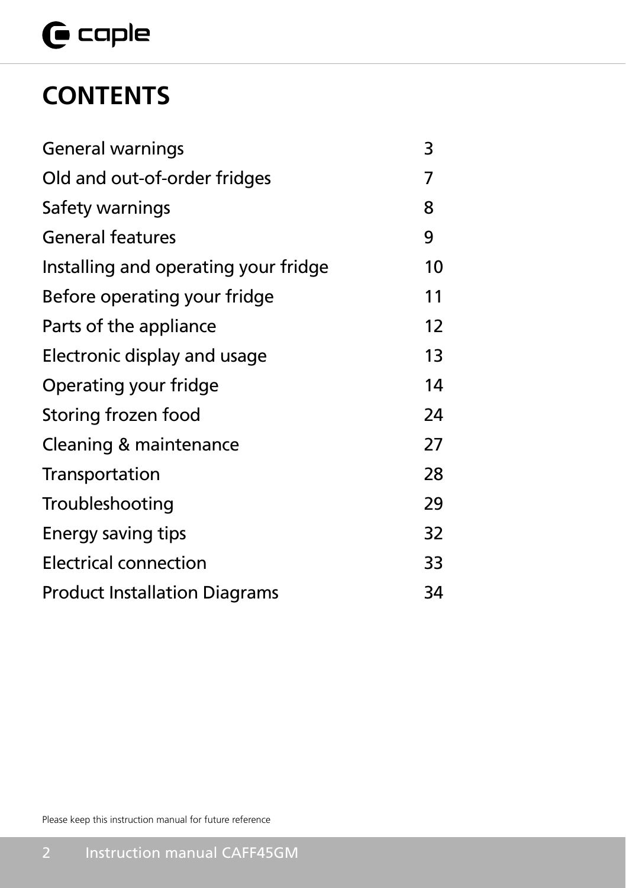# CONTENTS

| | |
|---|---|
| General warnings | 3 |
| Old and out-of-order fridges | 7 |
| Safety warnings | 8 |
| General features | 9 |
| Installing and operating your fridge | 10 |
| Before operating your fridge | 11 |
| Parts of the appliance | 12 |
| Electronic display and usage | 13 |
| Operating your fridge | 14 |
| Storing frozen food | 24 |
| Cleaning & maintenance | 27 |
| Transportation | 28 |
| Troubleshooting | 29 |
| Energy saving tips | 32 |
| Electrical connection | 33 |
| Product Installation Diagrams | 34 |

Please keep this instruction manual for future reference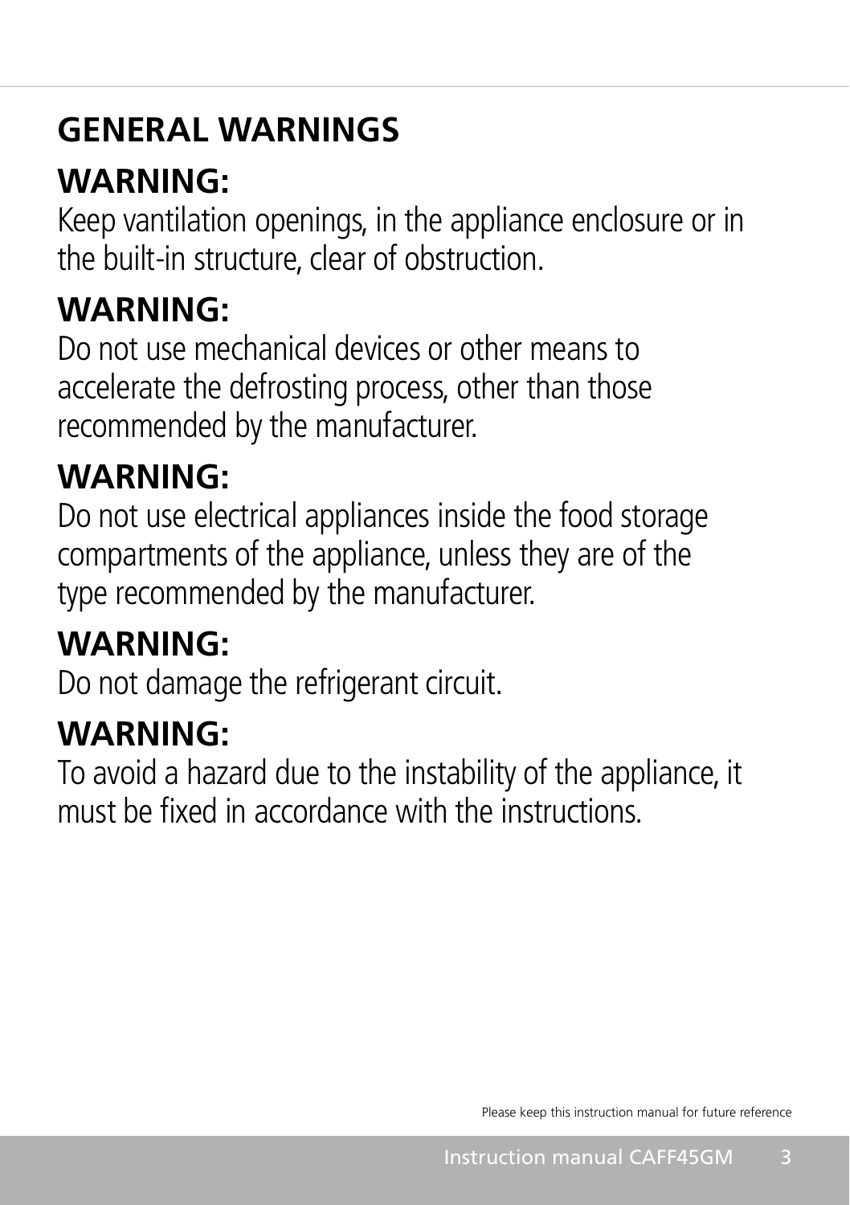# GENERAL WARNINGS

## WARNING:

Keep vantilation openings, in the appliance enclosure or in the built-in structure, clear of obstruction.

## WARNING:

Do not use mechanical devices or other means to accelerate the defrosting process, other than those recommended by the manufacturer.

## WARNING:

Do not use electrical appliances inside the food storage compartments of the appliance, unless they are of the type recommended by the manufacturer.

## WARNING:

Do not damage the refrigerant circuit.

## WARNING:

To avoid a hazard due to the instability of the appliance, it must be fixed in accordance with the instructions.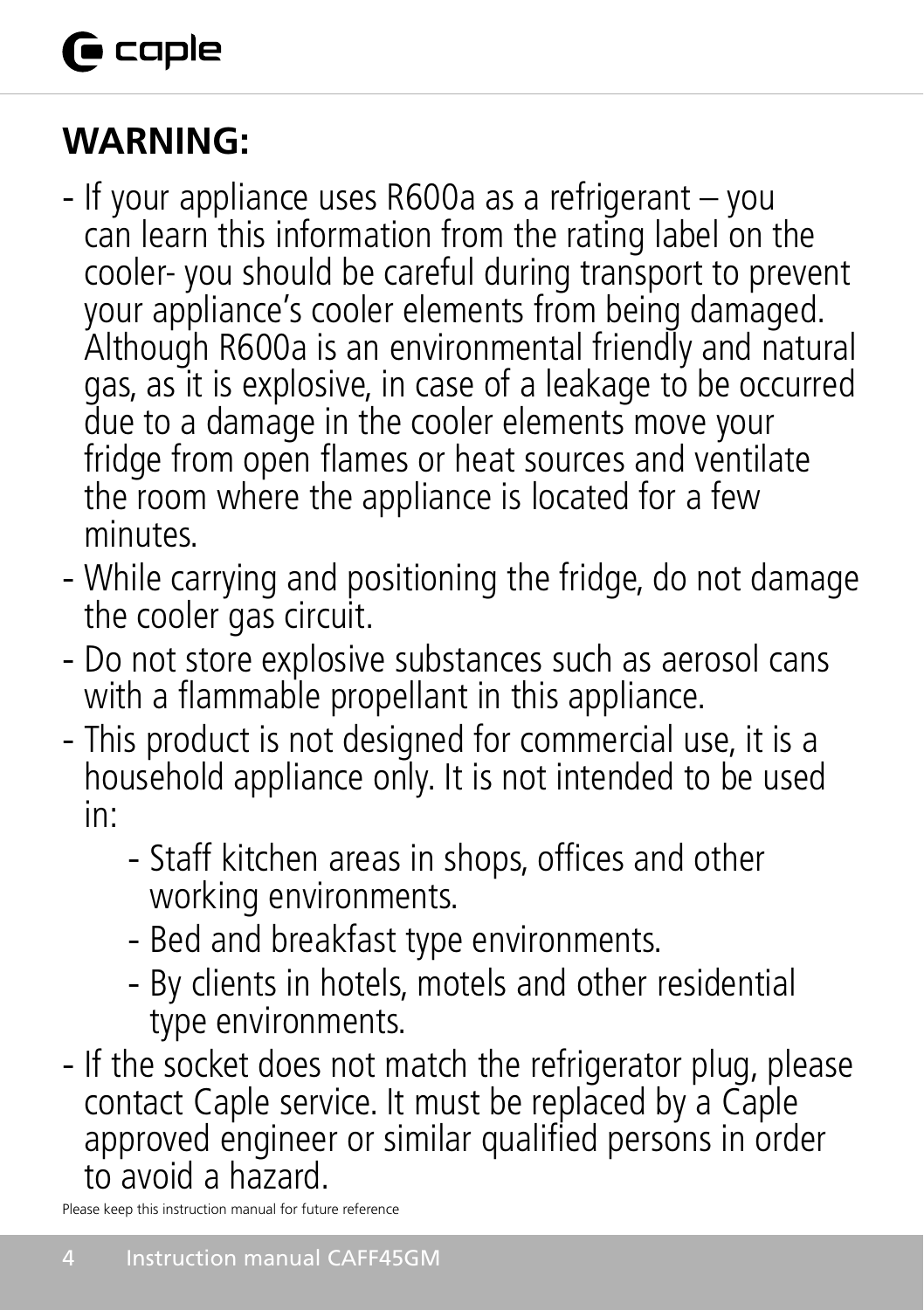## WARNING:

- If your appliance uses R600a as a refrigerant – you can learn this information from the rating label on the cooler- you should be careful during transport to prevent your appliance's cooler elements from being damaged. Although R600a is an environmental friendly and natural gas, as it is explosive, in case of a leakage to be occurred due to a damage in the cooler elements move your fridge from open flames or heat sources and ventilate the room where the appliance is located for a few minutes.
- While carrying and positioning the fridge, do not damage the cooler gas circuit.
- Do not store explosive substances such as aerosol cans with a flammable propellant in this appliance.
- This product is not designed for commercial use, it is a household appliance only. It is not intended to be used in:
    - Staff kitchen areas in shops, offices and other working environments.
    - Bed and breakfast type environments.
    - By clients in hotels, motels and other residential type environments.
- If the socket does not match the refrigerator plug, please contact Caple service. It must be replaced by a Caple approved engineer or similar qualified persons in order to avoid a hazard.

Please keep this instruction manual for future reference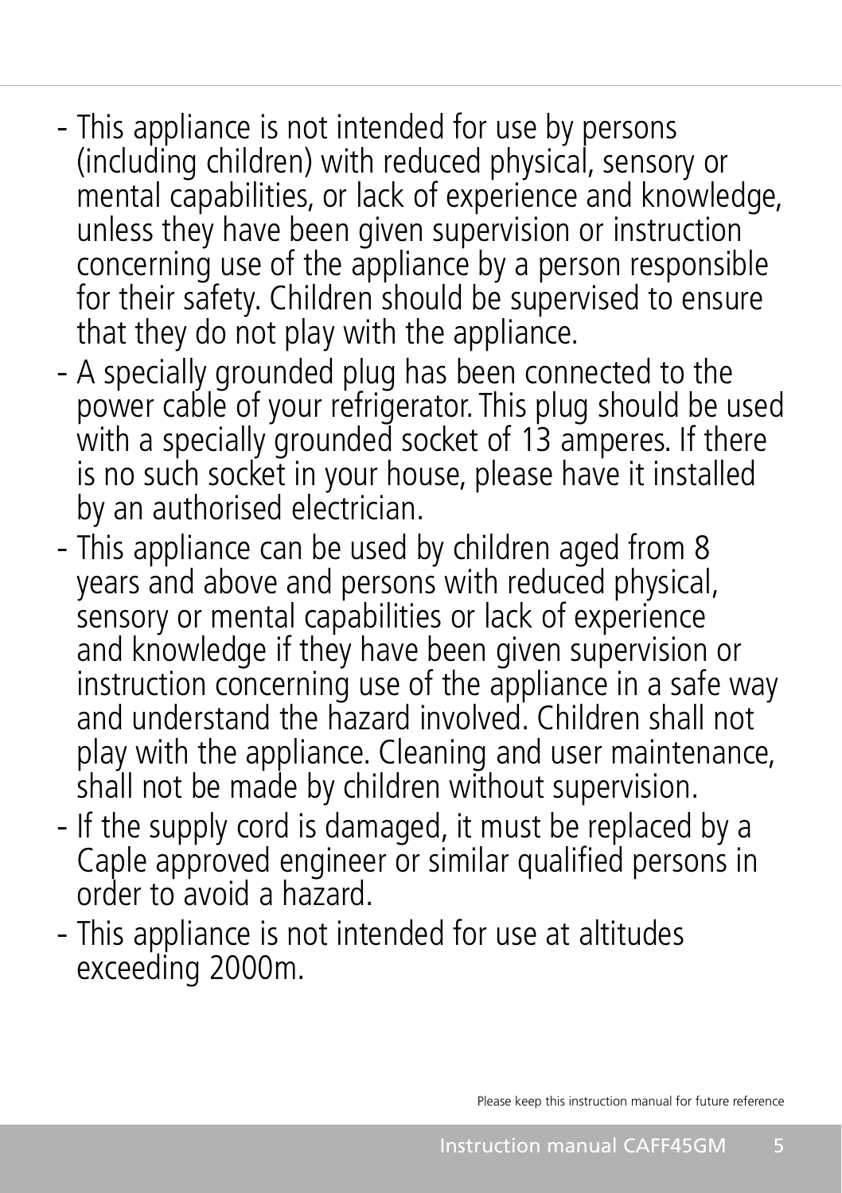- This appliance is not intended for use by persons (including children) with reduced physical, sensory or mental capabilities, or lack of experience and knowledge, unless they have been given supervision or instruction concerning use of the appliance by a person responsible for their safety. Children should be supervised to ensure that they do not play with the appliance.
- A specially grounded plug has been connected to the power cable of your refrigerator. This plug should be used with a specially grounded socket of 13 amperes. If there is no such socket in your house, please have it installed by an authorised electrician.
- This appliance can be used by children aged from 8 years and above and persons with reduced physical, sensory or mental capabilities or lack of experience and knowledge if they have been given supervision or instruction concerning use of the appliance in a safe way and understand the hazard involved. Children shall not play with the appliance. Cleaning and user maintenance, shall not be made by children without supervision.
- If the supply cord is damaged, it must be replaced by a Caple approved engineer or similar qualified persons in order to avoid a hazard.
- This appliance is not intended for use at altitudes exceeding 2000m.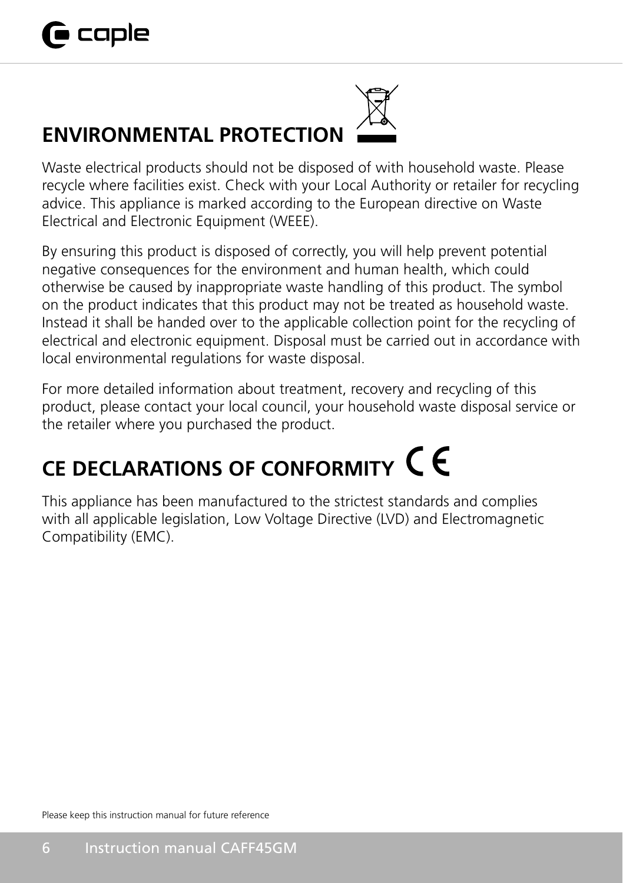## ENVIRONMENTAL PROTECTION

Waste electrical products should not be disposed of with household waste. Please recycle where facilities exist. Check with your Local Authority or retailer for recycling advice. This appliance is marked according to the European directive on Waste Electrical and Electronic Equipment (WEEE).

By ensuring this product is disposed of correctly, you will help prevent potential negative consequences for the environment and human health, which could otherwise be caused by inappropriate waste handling of this product. The symbol on the product indicates that this product may not be treated as household waste. Instead it shall be handed over to the applicable collection point for the recycling of electrical and electronic equipment. Disposal must be carried out in accordance with local environmental regulations for waste disposal.

For more detailed information about treatment, recovery and recycling of this product, please contact your local council, your household waste disposal service or the retailer where you purchased the product.

## CE DECLARATIONS OF CONFORMITY

This appliance has been manufactured to the strictest standards and complies with all applicable legislation, Low Voltage Directive (LVD) and Electromagnetic Compatibility (EMC).

Please keep this instruction manual for future reference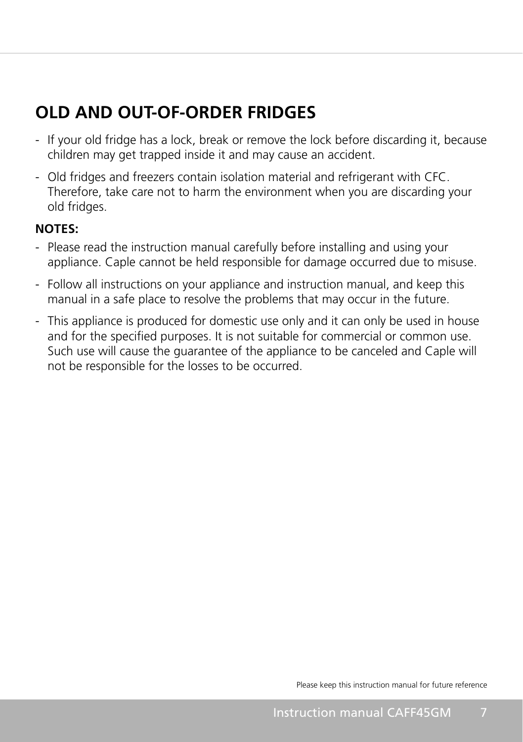## OLD AND OUT-OF-ORDER FRIDGES

- If your old fridge has a lock, break or remove the lock before discarding it, because children may get trapped inside it and may cause an accident.
- Old fridges and freezers contain isolation material and refrigerant with CFC. Therefore, take care not to harm the environment when you are discarding your old fridges.

**NOTES:**

- Please read the instruction manual carefully before installing and using your appliance. Caple cannot be held responsible for damage occurred due to misuse.
- Follow all instructions on your appliance and instruction manual, and keep this manual in a safe place to resolve the problems that may occur in the future.
- This appliance is produced for domestic use only and it can only be used in house and for the specified purposes. It is not suitable for commercial or common use. Such use will cause the guarantee of the appliance to be canceled and Caple will not be responsible for the losses to be occurred.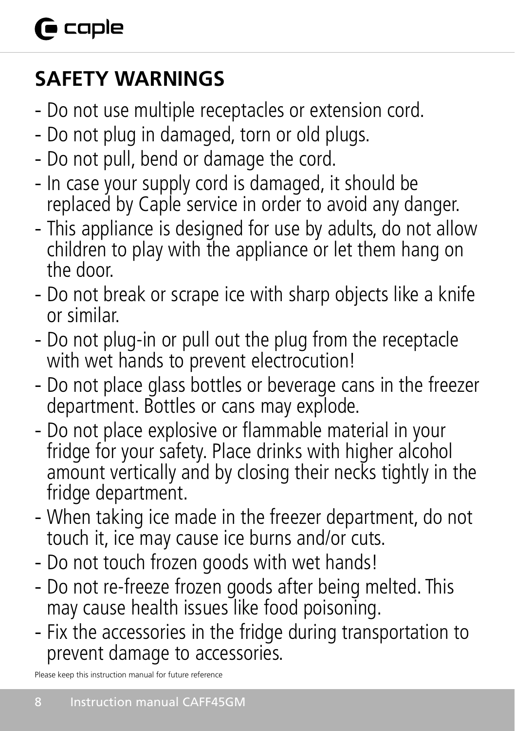## SAFETY WARNINGS

- Do not use multiple receptacles or extension cord.
- Do not plug in damaged, torn or old plugs.
- Do not pull, bend or damage the cord.
- In case your supply cord is damaged, it should be replaced by Caple service in order to avoid any danger.
- This appliance is designed for use by adults, do not allow children to play with the appliance or let them hang on the door.
- Do not break or scrape ice with sharp objects like a knife or similar.
- Do not plug-in or pull out the plug from the receptacle with wet hands to prevent electrocution!
- Do not place glass bottles or beverage cans in the freezer department. Bottles or cans may explode.
- Do not place explosive or flammable material in your fridge for your safety. Place drinks with higher alcohol amount vertically and by closing their necks tightly in the fridge department.
- When taking ice made in the freezer department, do not touch it, ice may cause ice burns and/or cuts.
- Do not touch frozen goods with wet hands!
- Do not re-freeze frozen goods after being melted. This may cause health issues like food poisoning.
- Fix the accessories in the fridge during transportation to prevent damage to accessories.

Please keep this instruction manual for future reference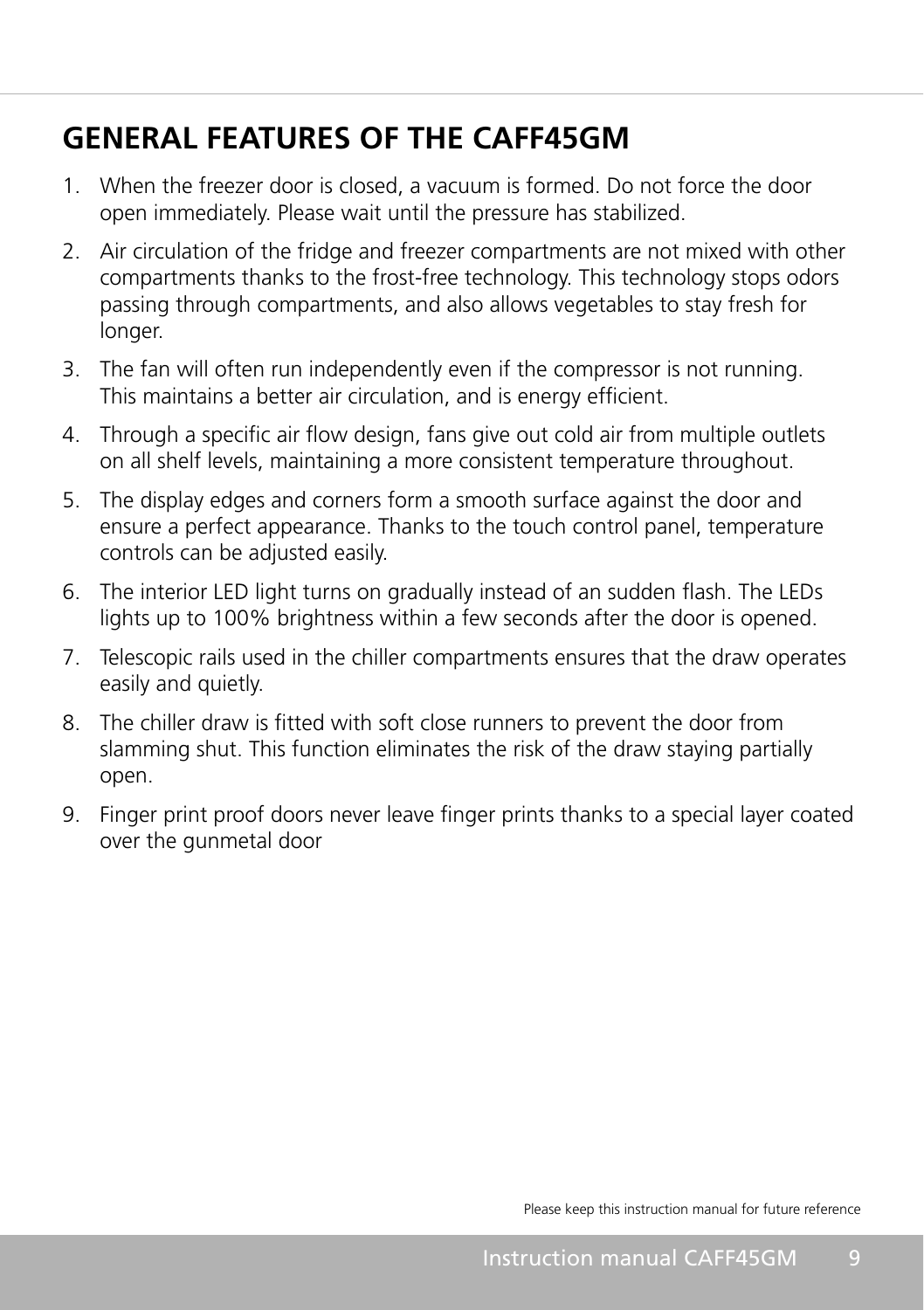## GENERAL FEATURES OF THE CAFF45GM

1. When the freezer door is closed, a vacuum is formed. Do not force the door open immediately. Please wait until the pressure has stabilized.
2. Air circulation of the fridge and freezer compartments are not mixed with other compartments thanks to the frost-free technology. This technology stops odors passing through compartments, and also allows vegetables to stay fresh for longer.
3. The fan will often run independently even if the compressor is not running. This maintains a better air circulation, and is energy efficient.
4. Through a specific air flow design, fans give out cold air from multiple outlets on all shelf levels, maintaining a more consistent temperature throughout.
5. The display edges and corners form a smooth surface against the door and ensure a perfect appearance. Thanks to the touch control panel, temperature controls can be adjusted easily.
6. The interior LED light turns on gradually instead of an sudden flash. The LEDs lights up to 100% brightness within a few seconds after the door is opened.
7. Telescopic rails used in the chiller compartments ensures that the draw operates easily and quietly.
8. The chiller draw is fitted with soft close runners to prevent the door from slamming shut. This function eliminates the risk of the draw staying partially open.
9. Finger print proof doors never leave finger prints thanks to a special layer coated over the gunmetal door

Please keep this instruction manual for future reference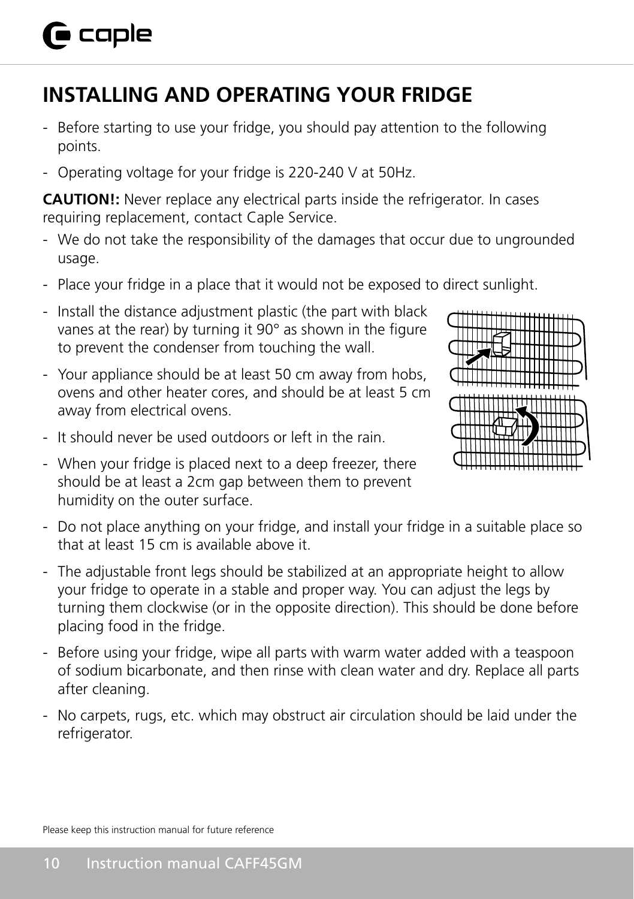# INSTALLING AND OPERATING YOUR FRIDGE

- Before starting to use your fridge, you should pay attention to the following points.
- Operating voltage for your fridge is 220-240 V at 50Hz.

**CAUTION!:** Never replace any electrical parts inside the refrigerator. In cases requiring replacement, contact Caple Service.

- We do not take the responsibility of the damages that occur due to ungrounded usage.
- Place your fridge in a place that it would not be exposed to direct sunlight.
- Install the distance adjustment plastic (the part with black vanes at the rear) by turning it 90° as shown in the figure to prevent the condenser from touching the wall.
- Your appliance should be at least 50 cm away from hobs, ovens and other heater cores, and should be at least 5 cm away from electrical ovens.
- It should never be used outdoors or left in the rain.
- When your fridge is placed next to a deep freezer, there should be at least a 2cm gap between them to prevent humidity on the outer surface.
- Do not place anything on your fridge, and install your fridge in a suitable place so that at least 15 cm is available above it.
- The adjustable front legs should be stabilized at an appropriate height to allow your fridge to operate in a stable and proper way. You can adjust the legs by turning them clockwise (or in the opposite direction). This should be done before placing food in the fridge.
- Before using your fridge, wipe all parts with warm water added with a teaspoon of sodium bicarbonate, and then rinse with clean water and dry. Replace all parts after cleaning.
- No carpets, rugs, etc. which may obstruct air circulation should be laid under the refrigerator.

Please keep this instruction manual for future reference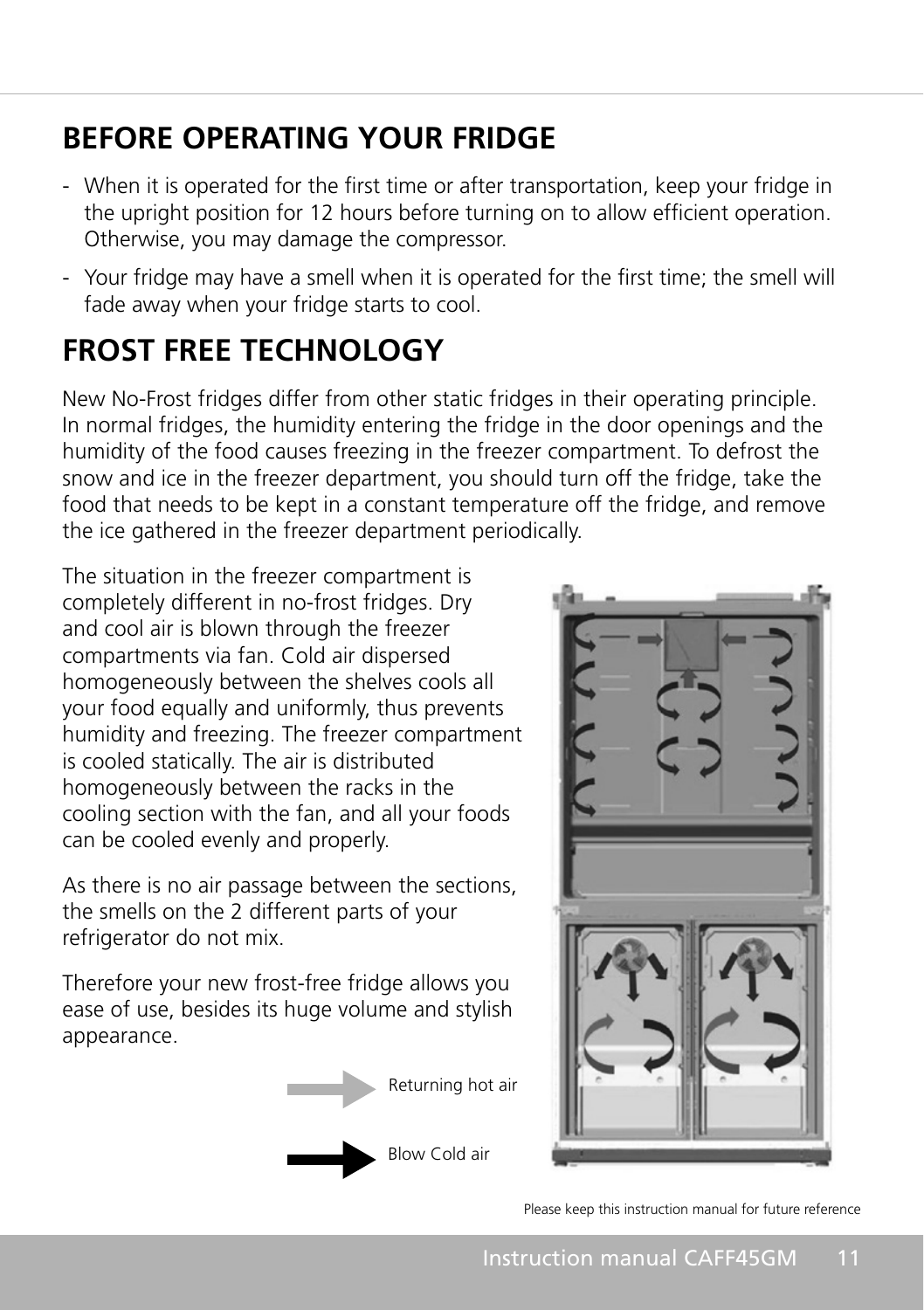## BEFORE OPERATING YOUR FRIDGE

- When it is operated for the first time or after transportation, keep your fridge in the upright position for 12 hours before turning on to allow efficient operation. Otherwise, you may damage the compressor.
- Your fridge may have a smell when it is operated for the first time; the smell will fade away when your fridge starts to cool.

## FROST FREE TECHNOLOGY

New No-Frost fridges differ from other static fridges in their operating principle. In normal fridges, the humidity entering the fridge in the door openings and the humidity of the food causes freezing in the freezer compartment. To defrost the snow and ice in the freezer department, you should turn off the fridge, take the food that needs to be kept in a constant temperature off the fridge, and remove the ice gathered in the freezer department periodically.

The situation in the freezer compartment is completely different in no-frost fridges. Dry and cool air is blown through the freezer compartments via fan. Cold air dispersed homogeneously between the shelves cools all your food equally and uniformly, thus prevents humidity and freezing. The freezer compartment is cooled statically. The air is distributed homogeneously between the racks in the cooling section with the fan, and all your foods can be cooled evenly and properly.

As there is no air passage between the sections, the smells on the 2 different parts of your refrigerator do not mix.

Therefore your new frost-free fridge allows you ease of use, besides its huge volume and stylish appearance.

Returning hot air

Blow Cold air

Please keep this instruction manual for future reference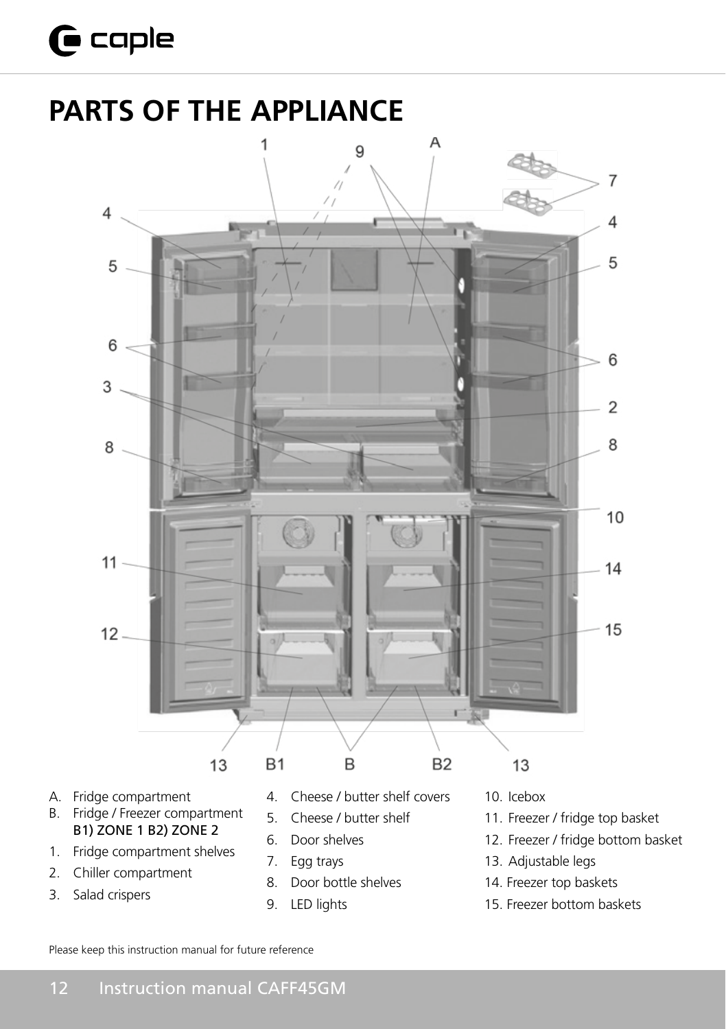# PARTS OF THE APPLIANCE

- A. Fridge compartment
- B. Fridge / Freezer compartment
  B1) ZONE 1 B2) ZONE 2
1. Fridge compartment shelves
2. Chiller compartment
3. Salad crispers
4. Cheese / butter shelf covers
5. Cheese / butter shelf
6. Door shelves
7. Egg trays
8. Door bottle shelves
9. LED lights
10. Icebox
11. Freezer / fridge top basket
12. Freezer / fridge bottom basket
13. Adjustable legs
14. Freezer top baskets
15. Freezer bottom baskets

Please keep this instruction manual for future reference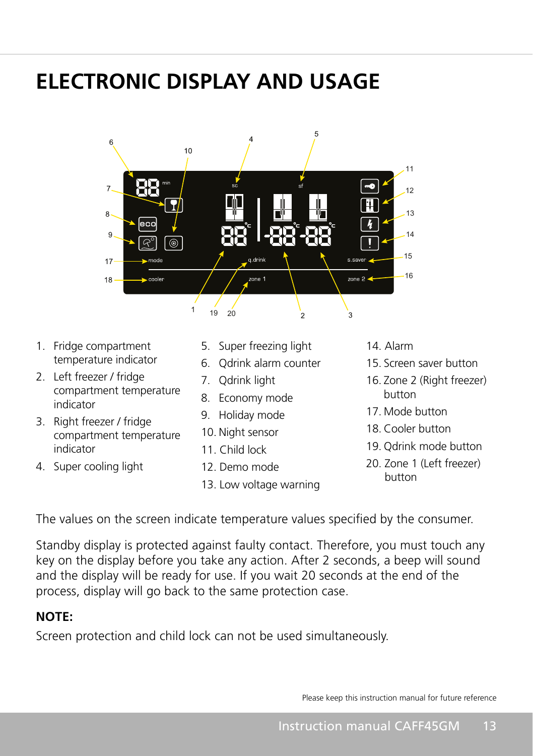# ELECTRONIC DISPLAY AND USAGE

1. Fridge compartment temperature indicator
2. Left freezer / fridge compartment temperature indicator
3. Right freezer / fridge compartment temperature indicator
4. Super cooling light
5. Super freezing light
6. Qdrink alarm counter
7. Qdrink light
8. Economy mode
9. Holiday mode
10. Night sensor
11. Child lock
12. Demo mode
13. Low voltage warning
14. Alarm
15. Screen saver button
16. Zone 2 (Right freezer) button
17. Mode button
18. Cooler button
19. Qdrink mode button
20. Zone 1 (Left freezer) button

The values on the screen indicate temperature values specified by the consumer.

Standby display is protected against faulty contact. Therefore, you must touch any key on the display before you take any action. After 2 seconds, a beep will sound and the display will be ready for use. If you wait 20 seconds at the end of the process, display will go back to the same protection case.

**NOTE:**

Screen protection and child lock can not be used simultaneously.

Please keep this instruction manual for future reference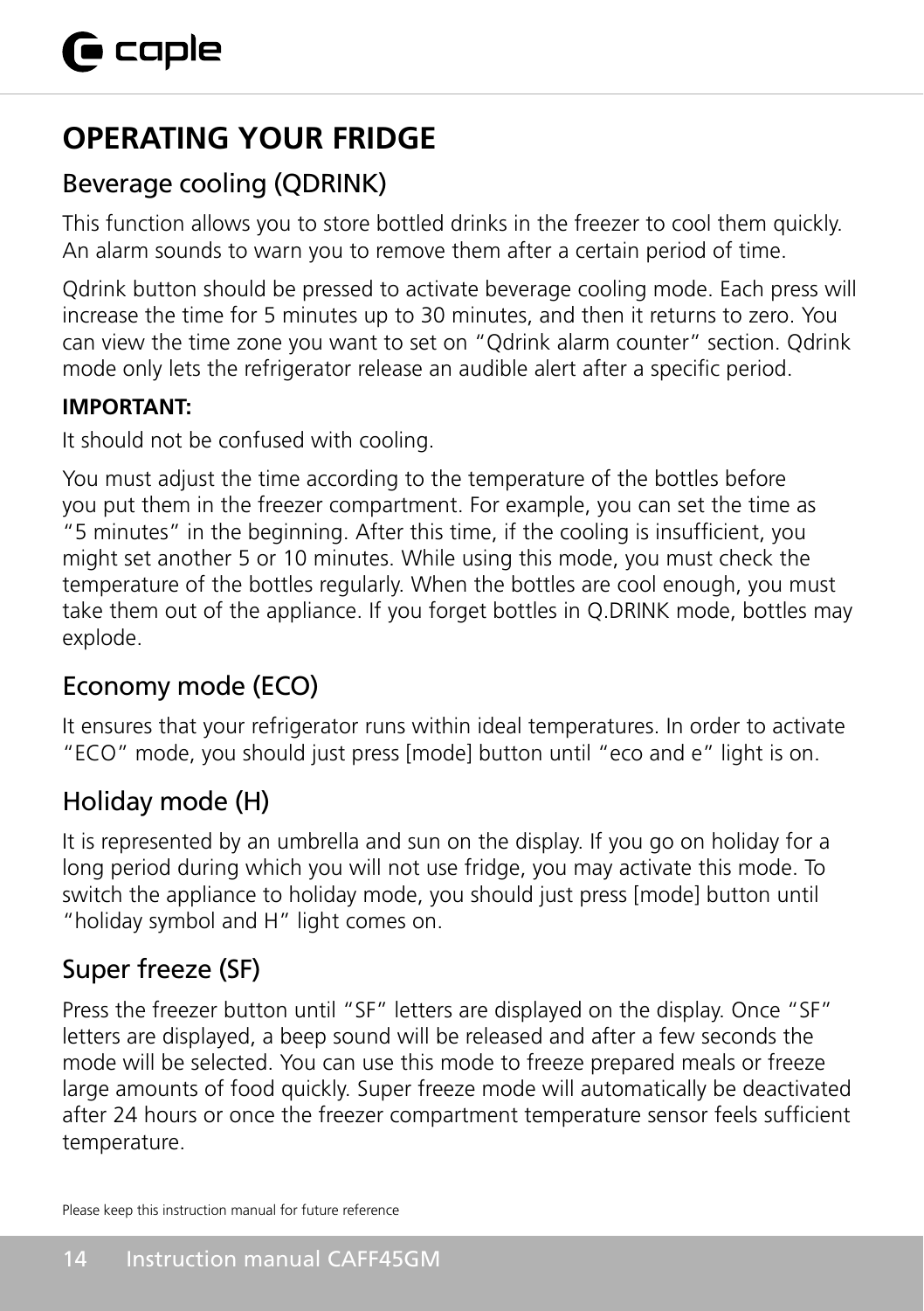# OPERATING YOUR FRIDGE

## Beverage cooling (QDRINK)

This function allows you to store bottled drinks in the freezer to cool them quickly. An alarm sounds to warn you to remove them after a certain period of time.

Qdrink button should be pressed to activate beverage cooling mode. Each press will increase the time for 5 minutes up to 30 minutes, and then it returns to zero. You can view the time zone you want to set on “Qdrink alarm counter” section. Qdrink mode only lets the refrigerator release an audible alert after a specific period.

**IMPORTANT:**

It should not be confused with cooling.

You must adjust the time according to the temperature of the bottles before you put them in the freezer compartment. For example, you can set the time as “5 minutes” in the beginning. After this time, if the cooling is insufficient, you might set another 5 or 10 minutes. While using this mode, you must check the temperature of the bottles regularly. When the bottles are cool enough, you must take them out of the appliance. If you forget bottles in Q.DRINK mode, bottles may explode.

## Economy mode (ECO)

It ensures that your refrigerator runs within ideal temperatures. In order to activate “ECO” mode, you should just press [mode] button until “eco and e” light is on.

## Holiday mode (H)

It is represented by an umbrella and sun on the display. If you go on holiday for a long period during which you will not use fridge, you may activate this mode. To switch the appliance to holiday mode, you should just press [mode] button until “holiday symbol and H” light comes on.

## Super freeze (SF)

Press the freezer button until “SF” letters are displayed on the display. Once “SF” letters are displayed, a beep sound will be released and after a few seconds the mode will be selected. You can use this mode to freeze prepared meals or freeze large amounts of food quickly. Super freeze mode will automatically be deactivated after 24 hours or once the freezer compartment temperature sensor feels sufficient temperature.

Please keep this instruction manual for future reference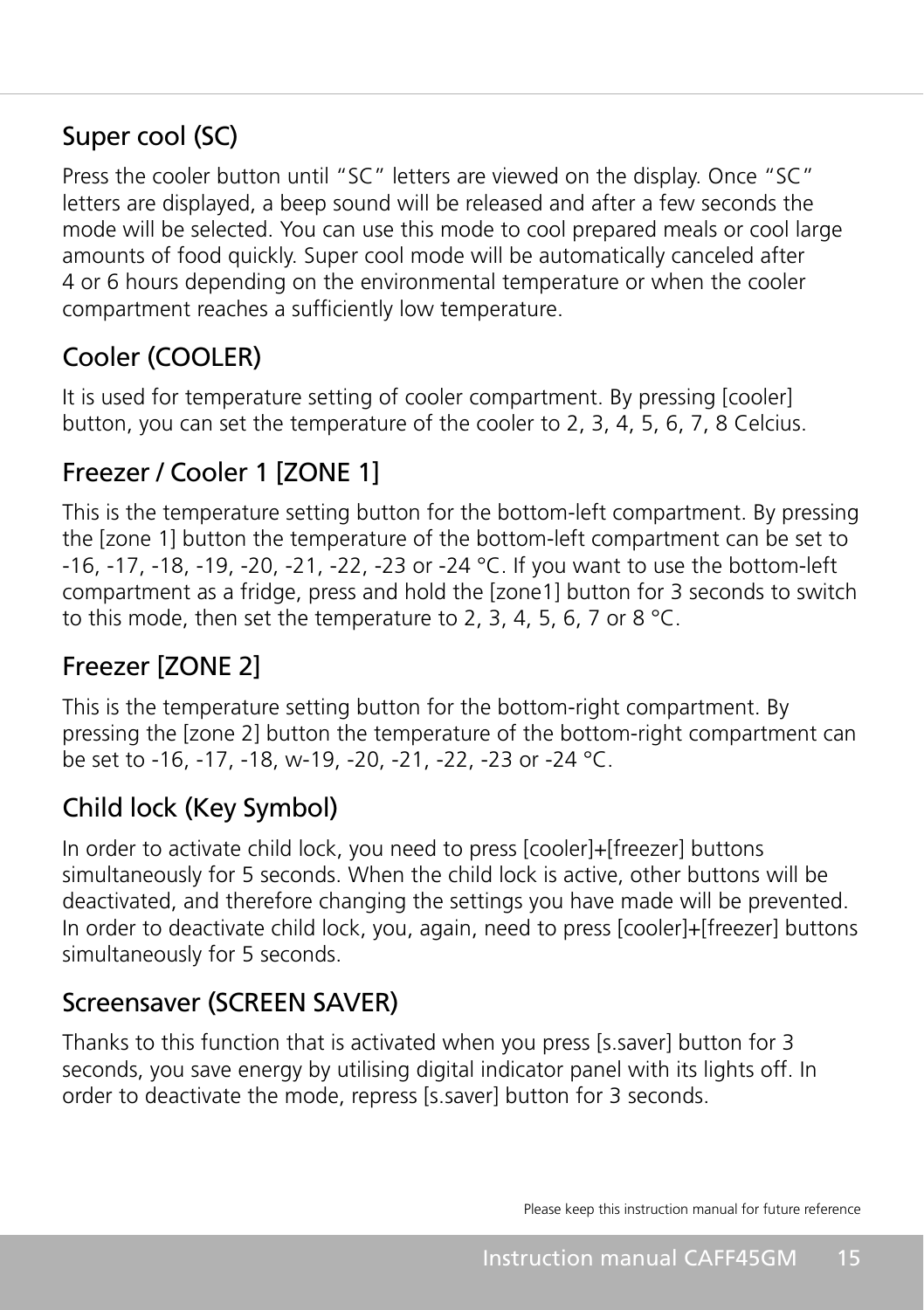## Super cool (SC)

Press the cooler button until "SC" letters are viewed on the display. Once "SC" letters are displayed, a beep sound will be released and after a few seconds the mode will be selected. You can use this mode to cool prepared meals or cool large amounts of food quickly. Super cool mode will be automatically canceled after 4 or 6 hours depending on the environmental temperature or when the cooler compartment reaches a sufficiently low temperature.

## Cooler (COOLER)

It is used for temperature setting of cooler compartment. By pressing [cooler] button, you can set the temperature of the cooler to 2, 3, 4, 5, 6, 7, 8 Celcius.

## Freezer / Cooler 1 [ZONE 1]

This is the temperature setting button for the bottom-left compartment. By pressing the [zone 1] button the temperature of the bottom-left compartment can be set to -16, -17, -18, -19, -20, -21, -22, -23 or -24 °C. If you want to use the bottom-left compartment as a fridge, press and hold the [zone1] button for 3 seconds to switch to this mode, then set the temperature to 2, 3, 4, 5, 6, 7 or 8 °C.

## Freezer [ZONE 2]

This is the temperature setting button for the bottom-right compartment. By pressing the [zone 2] button the temperature of the bottom-right compartment can be set to -16, -17, -18, w-19, -20, -21, -22, -23 or -24 °C.

## Child lock (Key Symbol)

In order to activate child lock, you need to press [cooler]+[freezer] buttons simultaneously for 5 seconds. When the child lock is active, other buttons will be deactivated, and therefore changing the settings you have made will be prevented. In order to deactivate child lock, you, again, need to press [cooler]+[freezer] buttons simultaneously for 5 seconds.

## Screensaver (SCREEN SAVER)

Thanks to this function that is activated when you press [s.saver] button for 3 seconds, you save energy by utilising digital indicator panel with its lights off. In order to deactivate the mode, repress [s.saver] button for 3 seconds.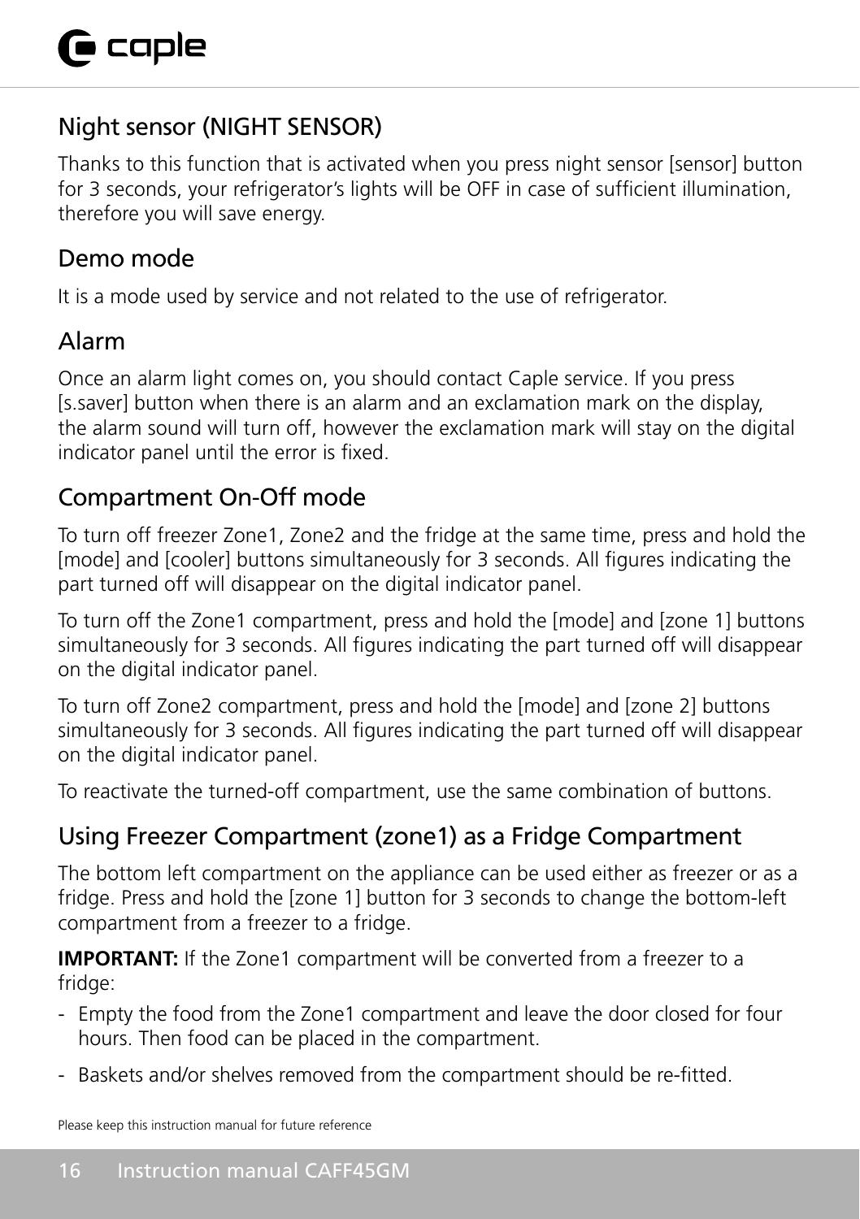## Night sensor (NIGHT SENSOR)

Thanks to this function that is activated when you press night sensor [sensor] button for 3 seconds, your refrigerator's lights will be OFF in case of sufficient illumination, therefore you will save energy.

## Demo mode

It is a mode used by service and not related to the use of refrigerator.

## Alarm

Once an alarm light comes on, you should contact Caple service. If you press [s.saver] button when there is an alarm and an exclamation mark on the display, the alarm sound will turn off, however the exclamation mark will stay on the digital indicator panel until the error is fixed.

## Compartment On-Off mode

To turn off freezer Zone1, Zone2 and the fridge at the same time, press and hold the [mode] and [cooler] buttons simultaneously for 3 seconds. All figures indicating the part turned off will disappear on the digital indicator panel.

To turn off the Zone1 compartment, press and hold the [mode] and [zone 1] buttons simultaneously for 3 seconds. All figures indicating the part turned off will disappear on the digital indicator panel.

To turn off Zone2 compartment, press and hold the [mode] and [zone 2] buttons simultaneously for 3 seconds. All figures indicating the part turned off will disappear on the digital indicator panel.

To reactivate the turned-off compartment, use the same combination of buttons.

## Using Freezer Compartment (zone1) as a Fridge Compartment

The bottom left compartment on the appliance can be used either as freezer or as a fridge. Press and hold the [zone 1] button for 3 seconds to change the bottom-left compartment from a freezer to a fridge.

**IMPORTANT:** If the Zone1 compartment will be converted from a freezer to a fridge:

- Empty the food from the Zone1 compartment and leave the door closed for four hours. Then food can be placed in the compartment.
- Baskets and/or shelves removed from the compartment should be re-fitted.

Please keep this instruction manual for future reference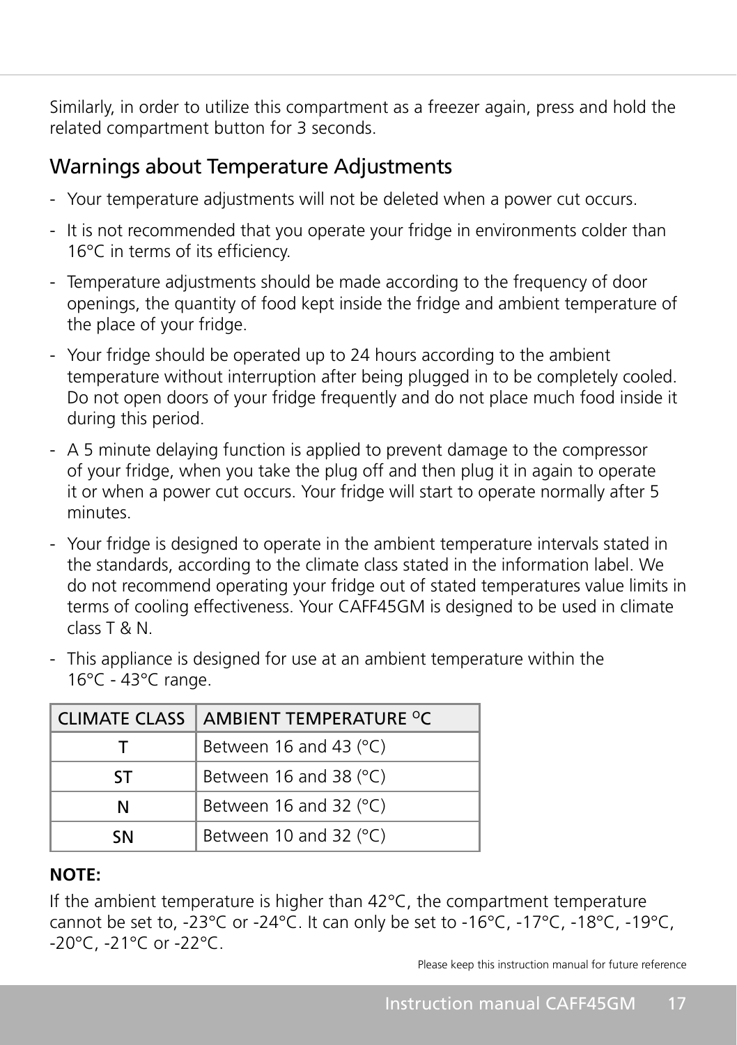Similarly, in order to utilize this compartment as a freezer again, press and hold the related compartment button for 3 seconds.

## Warnings about Temperature Adjustments

- Your temperature adjustments will not be deleted when a power cut occurs.
- It is not recommended that you operate your fridge in environments colder than 16°C in terms of its efficiency.
- Temperature adjustments should be made according to the frequency of door openings, the quantity of food kept inside the fridge and ambient temperature of the place of your fridge.
- Your fridge should be operated up to 24 hours according to the ambient temperature without interruption after being plugged in to be completely cooled. Do not open doors of your fridge frequently and do not place much food inside it during this period.
- A 5 minute delaying function is applied to prevent damage to the compressor of your fridge, when you take the plug off and then plug it in again to operate it or when a power cut occurs. Your fridge will start to operate normally after 5 minutes.
- Your fridge is designed to operate in the ambient temperature intervals stated in the standards, according to the climate class stated in the information label. We do not recommend operating your fridge out of stated temperatures value limits in terms of cooling effectiveness. Your CAFF45GM is designed to be used in climate class T & N.
- This appliance is designed for use at an ambient temperature within the 16°C - 43°C range.

| CLIMATE CLASS | AMBIENT TEMPERATURE °C |
|---|---|
| T | Between 16 and 43 (°C) |
| ST | Between 16 and 38 (°C) |
| N | Between 16 and 32 (°C) |
| SN | Between 10 and 32 (°C) |

**NOTE:**

If the ambient temperature is higher than 42°C, the compartment temperature cannot be set to, -23°C or -24°C. It can only be set to -16°C, -17°C, -18°C, -19°C, -20°C, -21°C or -22°C.

Please keep this instruction manual for future reference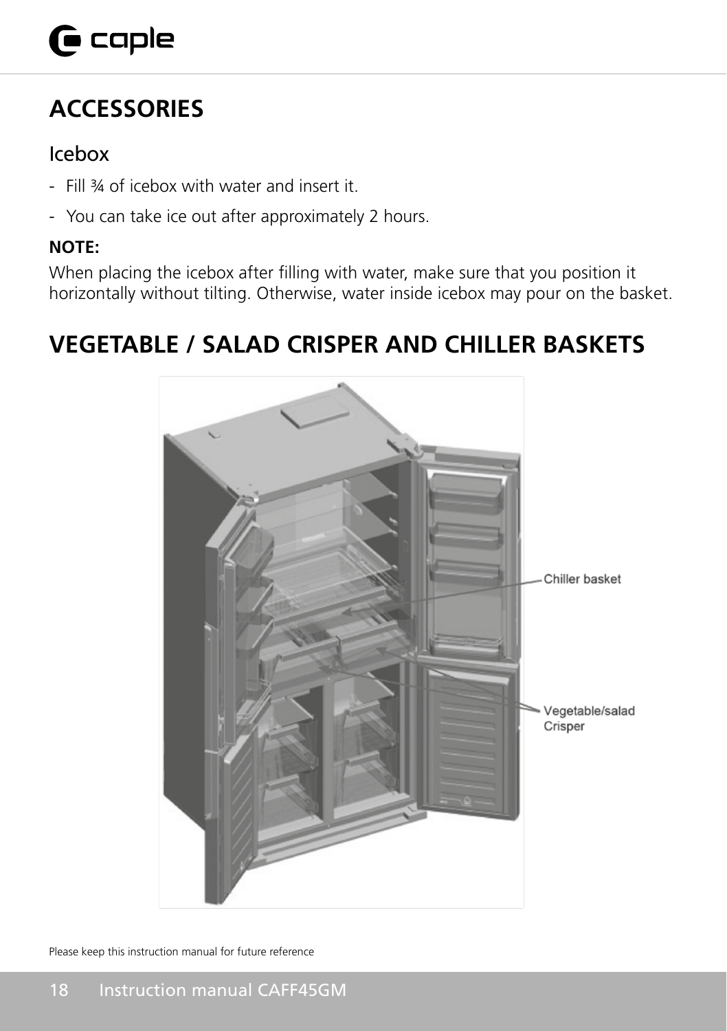# ACCESSORIES

## Icebox

- Fill ¾ of icebox with water and insert it.
- You can take ice out after approximately 2 hours.

**NOTE:**

When placing the icebox after filling with water, make sure that you position it horizontally without tilting. Otherwise, water inside icebox may pour on the basket.

# VEGETABLE / SALAD CRISPER AND CHILLER BASKETS

Chiller basket

Vegetable/salad Crisper

Please keep this instruction manual for future reference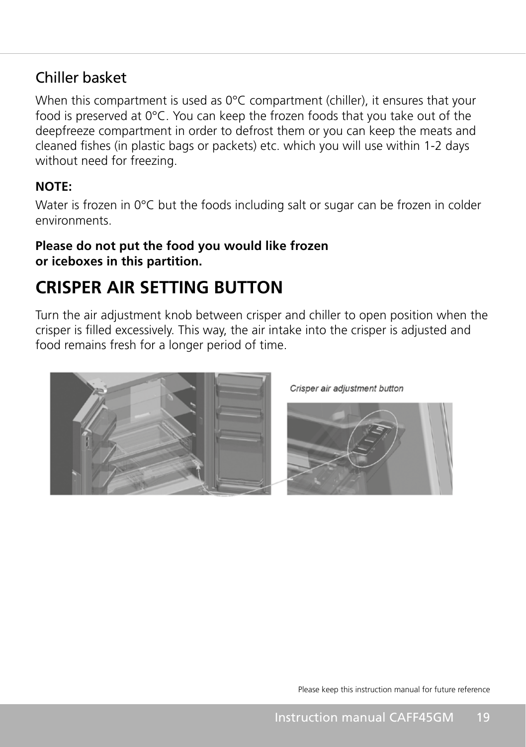## Chiller basket

When this compartment is used as 0°C compartment (chiller), it ensures that your food is preserved at 0°C. You can keep the frozen foods that you take out of the deepfreeze compartment in order to defrost them or you can keep the meats and cleaned fishes (in plastic bags or packets) etc. which you will use within 1-2 days without need for freezing.

**NOTE:**

Water is frozen in 0°C but the foods including salt or sugar can be frozen in colder environments.

**Please do not put the food you would like frozen or iceboxes in this partition.**

# CRISPER AIR SETTING BUTTON

Turn the air adjustment knob between crisper and chiller to open position when the crisper is filled excessively. This way, the air intake into the crisper is adjusted and food remains fresh for a longer period of time.

*Crisper air adjustment button*

Please keep this instruction manual for future reference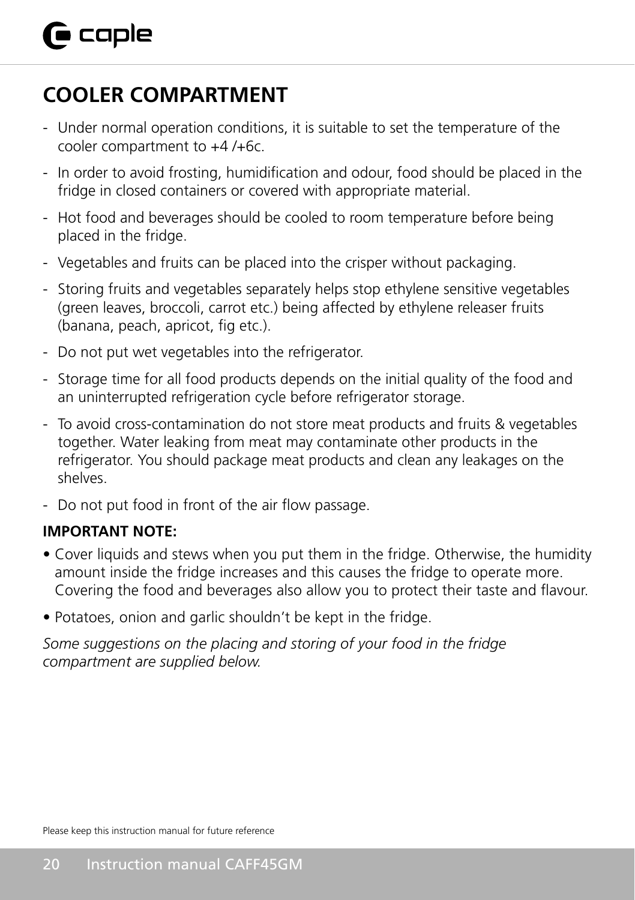## COOLER COMPARTMENT

- Under normal operation conditions, it is suitable to set the temperature of the cooler compartment to +4 /+6c.
- In order to avoid frosting, humidification and odour, food should be placed in the fridge in closed containers or covered with appropriate material.
- Hot food and beverages should be cooled to room temperature before being placed in the fridge.
- Vegetables and fruits can be placed into the crisper without packaging.
- Storing fruits and vegetables separately helps stop ethylene sensitive vegetables (green leaves, broccoli, carrot etc.) being affected by ethylene releaser fruits (banana, peach, apricot, fig etc.).
- Do not put wet vegetables into the refrigerator.
- Storage time for all food products depends on the initial quality of the food and an uninterrupted refrigeration cycle before refrigerator storage.
- To avoid cross-contamination do not store meat products and fruits & vegetables together. Water leaking from meat may contaminate other products in the refrigerator. You should package meat products and clean any leakages on the shelves.
- Do not put food in front of the air flow passage.

**IMPORTANT NOTE:**

- Cover liquids and stews when you put them in the fridge. Otherwise, the humidity amount inside the fridge increases and this causes the fridge to operate more. Covering the food and beverages also allow you to protect their taste and flavour.
- Potatoes, onion and garlic shouldn't be kept in the fridge.

*Some suggestions on the placing and storing of your food in the fridge compartment are supplied below.*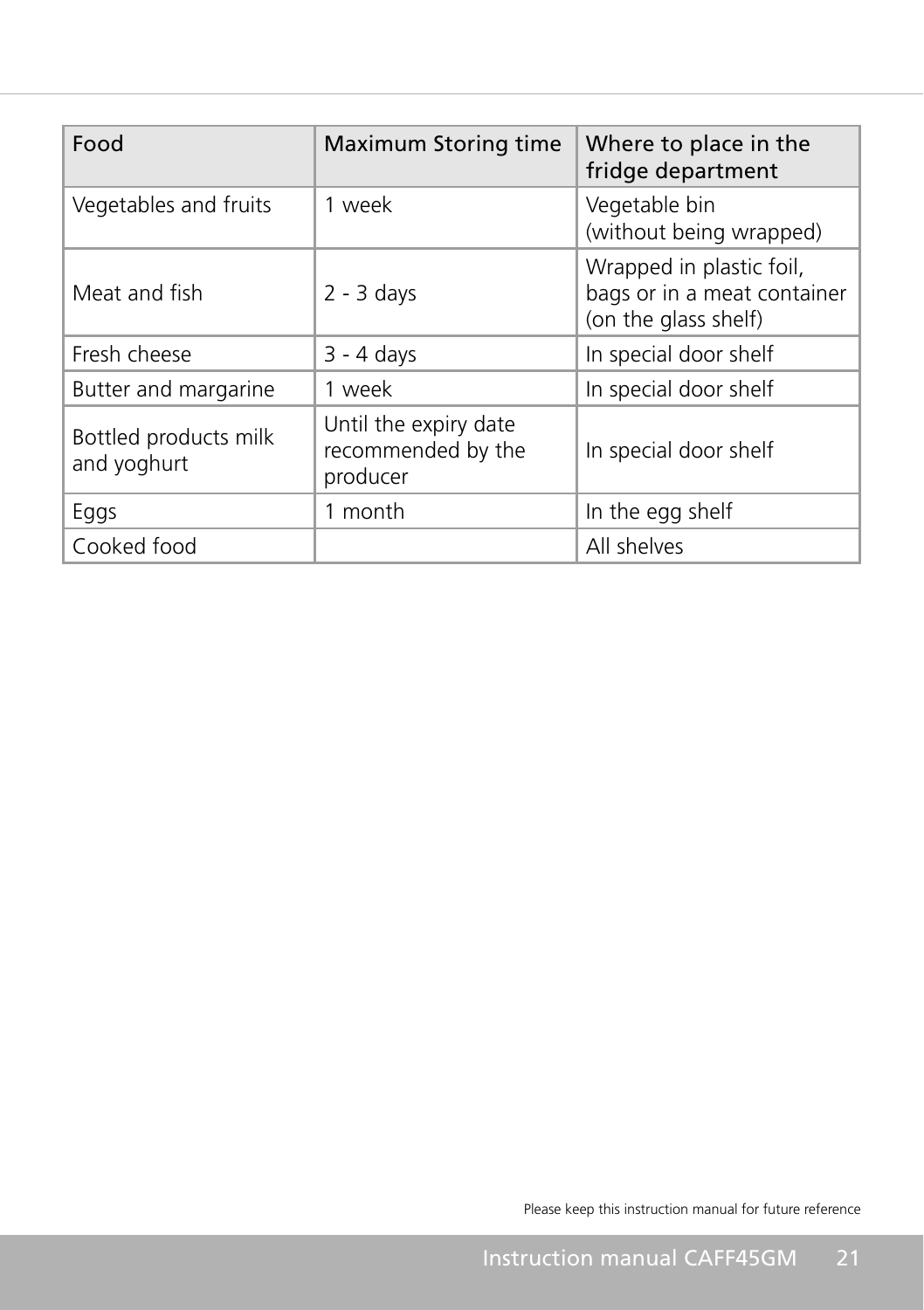| Food | Maximum Storing time | Where to place in the fridge department |
| --- | --- | --- |
| Vegetables and fruits | 1 week | Vegetable bin (without being wrapped) |
| Meat and fish | 2 - 3 days | Wrapped in plastic foil, bags or in a meat container (on the glass shelf) |
| Fresh cheese | 3 - 4 days | In special door shelf |
| Butter and margarine | 1 week | In special door shelf |
| Bottled products milk and yoghurt | Until the expiry date recommended by the producer | In special door shelf |
| Eggs | 1 month | In the egg shelf |
| Cooked food | | All shelves |

Please keep this instruction manual for future reference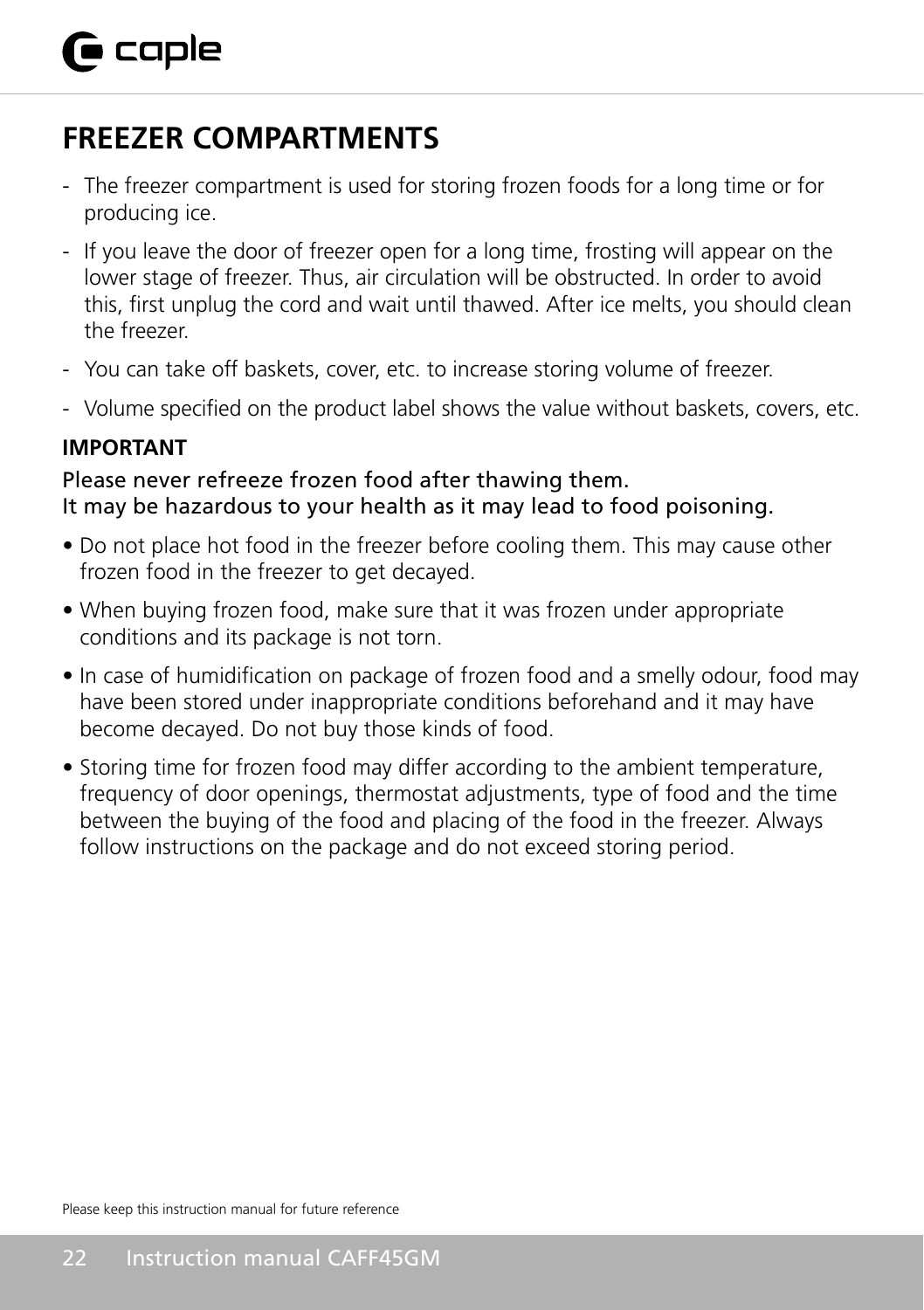# FREEZER COMPARTMENTS

- The freezer compartment is used for storing frozen foods for a long time or for producing ice.
- If you leave the door of freezer open for a long time, frosting will appear on the lower stage of freezer. Thus, air circulation will be obstructed. In order to avoid this, first unplug the cord and wait until thawed. After ice melts, you should clean the freezer.
- You can take off baskets, cover, etc. to increase storing volume of freezer.
- Volume specified on the product label shows the value without baskets, covers, etc.

**IMPORTANT**

Please never refreeze frozen food after thawing them.
It may be hazardous to your health as it may lead to food poisoning.

- Do not place hot food in the freezer before cooling them. This may cause other frozen food in the freezer to get decayed.
- When buying frozen food, make sure that it was frozen under appropriate conditions and its package is not torn.
- In case of humidification on package of frozen food and a smelly odour, food may have been stored under inappropriate conditions beforehand and it may have become decayed. Do not buy those kinds of food.
- Storing time for frozen food may differ according to the ambient temperature, frequency of door openings, thermostat adjustments, type of food and the time between the buying of the food and placing of the food in the freezer. Always follow instructions on the package and do not exceed storing period.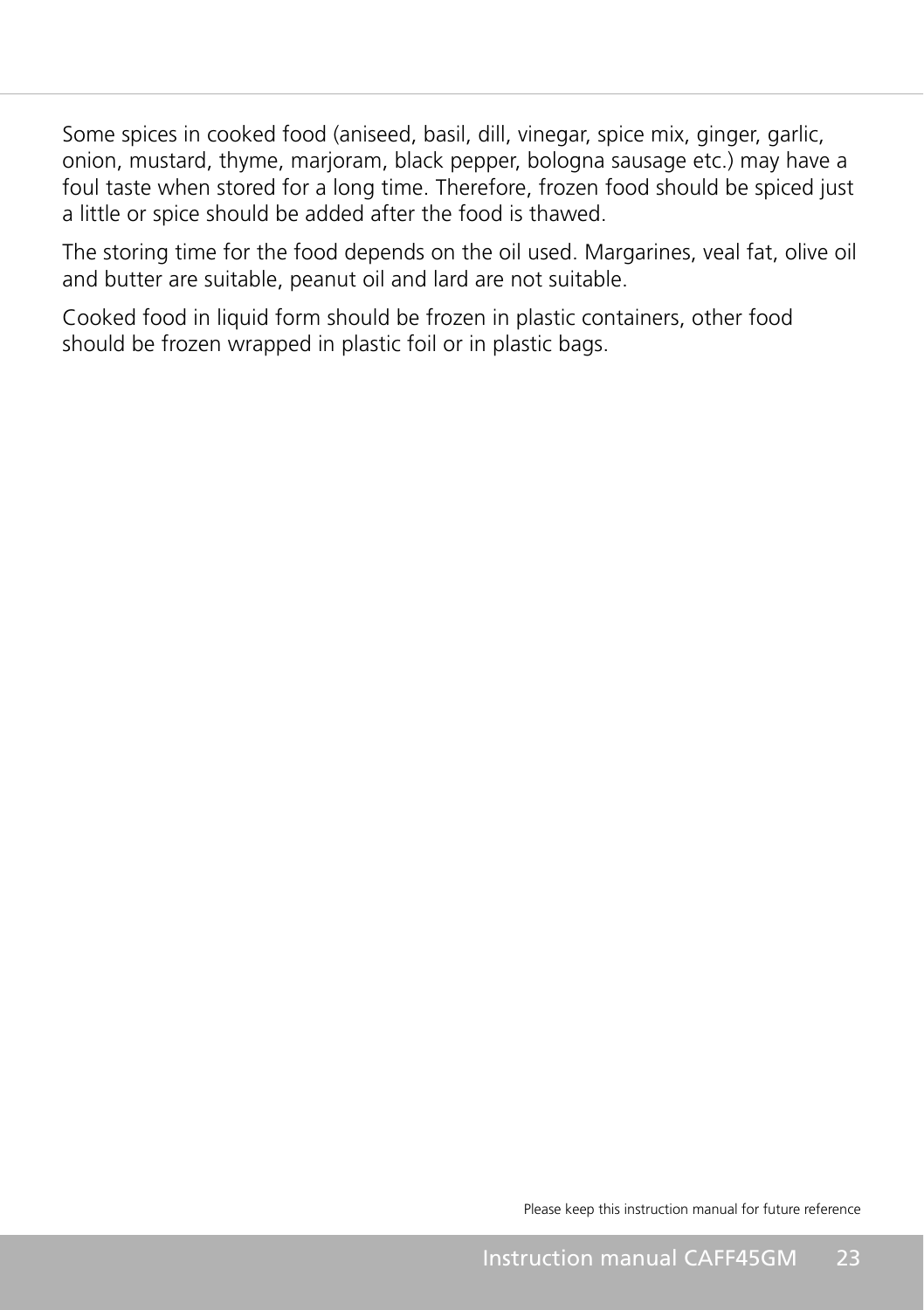Some spices in cooked food (aniseed, basil, dill, vinegar, spice mix, ginger, garlic, onion, mustard, thyme, marjoram, black pepper, bologna sausage etc.) may have a foul taste when stored for a long time. Therefore, frozen food should be spiced just a little or spice should be added after the food is thawed.

The storing time for the food depends on the oil used. Margarines, veal fat, olive oil and butter are suitable, peanut oil and lard are not suitable.

Cooked food in liquid form should be frozen in plastic containers, other food should be frozen wrapped in plastic foil or in plastic bags.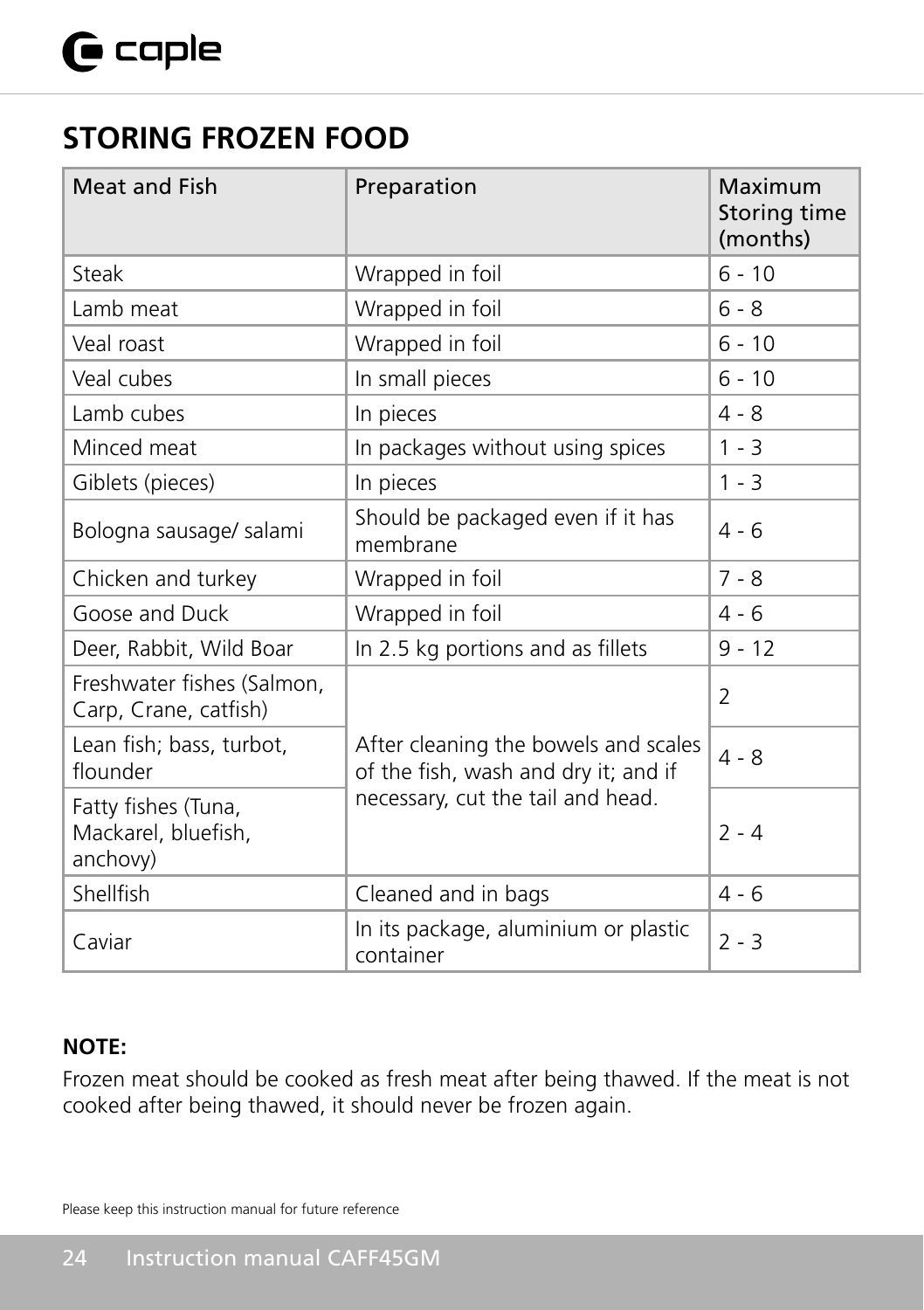## STORING FROZEN FOOD

| Meat and Fish | Preparation | Maximum Storing time (months) |
|---|---|---|
| Steak | Wrapped in foil | 6 - 10 |
| Lamb meat | Wrapped in foil | 6 - 8 |
| Veal roast | Wrapped in foil | 6 - 10 |
| Veal cubes | In small pieces | 6 - 10 |
| Lamb cubes | In pieces | 4 - 8 |
| Minced meat | In packages without using spices | 1 - 3 |
| Giblets (pieces) | In pieces | 1 - 3 |
| Bologna sausage/ salami | Should be packaged even if it has membrane | 4 - 6 |
| Chicken and turkey | Wrapped in foil | 7 - 8 |
| Goose and Duck | Wrapped in foil | 4 - 6 |
| Deer, Rabbit, Wild Boar | In 2.5 kg portions and as fillets | 9 - 12 |
| Freshwater fishes (Salmon, Carp, Crane, catfish) | After cleaning the bowels and scales of the fish, wash and dry it; and if necessary, cut the tail and head. | 2 |
| Lean fish; bass, turbot, flounder | | 4 - 8 |
| Fatty fishes (Tuna, Mackarel, bluefish, anchovy) | | 2 - 4 |
| Shellfish | Cleaned and in bags | 4 - 6 |
| Caviar | In its package, aluminium or plastic container | 2 - 3 |

**NOTE:**

Frozen meat should be cooked as fresh meat after being thawed. If the meat is not cooked after being thawed, it should never be frozen again.

Please keep this instruction manual for future reference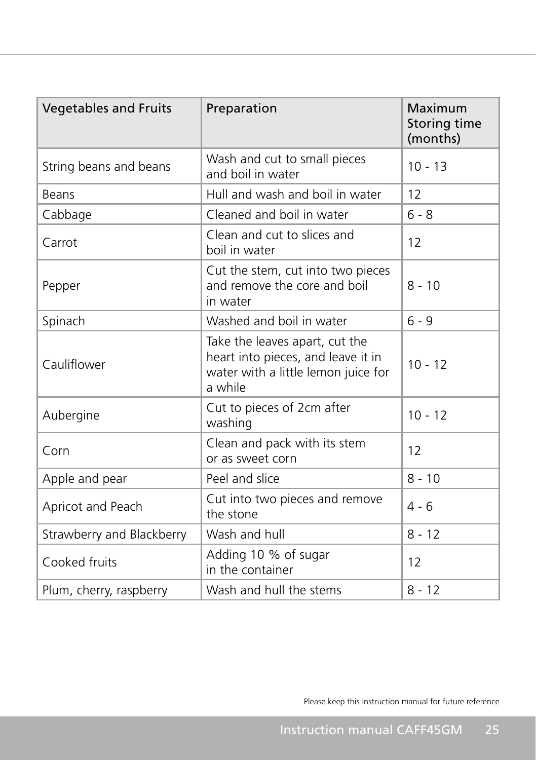| Vegetables and Fruits | Preparation | Maximum Storing time (months) |
|---|---|---|
| String beans and beans | Wash and cut to small pieces and boil in water | 10 - 13 |
| Beans | Hull and wash and boil in water | 12 |
| Cabbage | Cleaned and boil in water | 6 - 8 |
| Carrot | Clean and cut to slices and boil in water | 12 |
| Pepper | Cut the stem, cut into two pieces and remove the core and boil in water | 8 - 10 |
| Spinach | Washed and boil in water | 6 - 9 |
| Cauliflower | Take the leaves apart, cut the heart into pieces, and leave it in water with a little lemon juice for a while | 10 - 12 |
| Aubergine | Cut to pieces of 2cm after washing | 10 - 12 |
| Corn | Clean and pack with its stem or as sweet corn | 12 |
| Apple and pear | Peel and slice | 8 - 10 |
| Apricot and Peach | Cut into two pieces and remove the stone | 4 - 6 |
| Strawberry and Blackberry | Wash and hull | 8 - 12 |
| Cooked fruits | Adding 10 % of sugar in the container | 12 |
| Plum, cherry, raspberry | Wash and hull the stems | 8 - 12 |

Please keep this instruction manual for future reference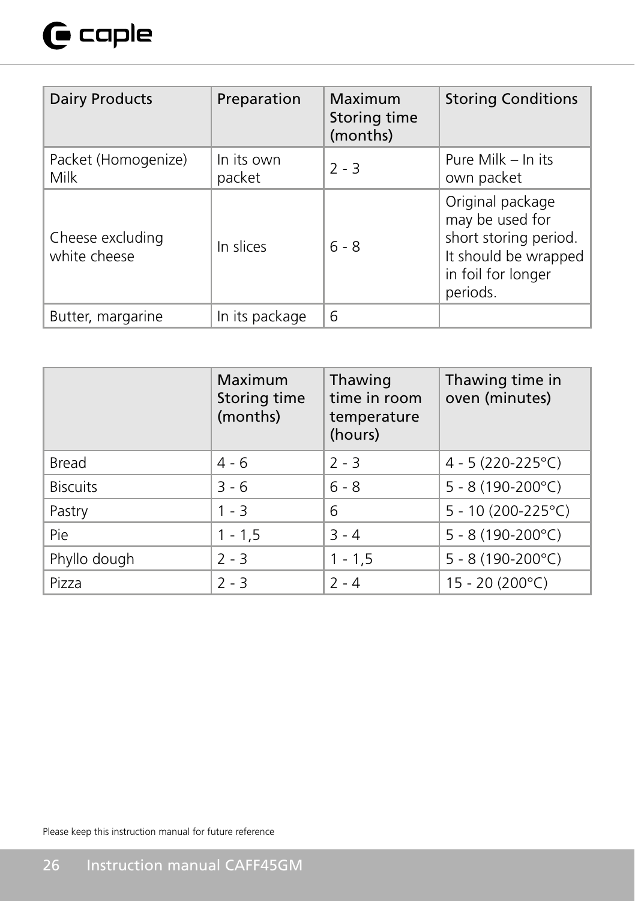| Dairy Products | Preparation | Maximum Storing time (months) | Storing Conditions |
|---|---|---|---|
| Packet (Homogenize) Milk | In its own packet | 2 - 3 | Pure Milk – In its own packet |
| Cheese excluding white cheese | In slices | 6 - 8 | Original package may be used for short storing period. It should be wrapped in foil for longer periods. |
| Butter, margarine | In its package | 6 | |

| | Maximum Storing time (months) | Thawing time in room temperature (hours) | Thawing time in oven (minutes) |
|---|---|---|---|
| Bread | 4 - 6 | 2 - 3 | 4 - 5 (220-225°C) |
| Biscuits | 3 - 6 | 6 - 8 | 5 - 8 (190-200°C) |
| Pastry | 1 - 3 | 6 | 5 - 10 (200-225°C) |
| Pie | 1 - 1,5 | 3 - 4 | 5 - 8 (190-200°C) |
| Phyllo dough | 2 - 3 | 1 - 1,5 | 5 - 8 (190-200°C) |
| Pizza | 2 - 3 | 2 - 4 | 15 - 20 (200°C) |

Please keep this instruction manual for future reference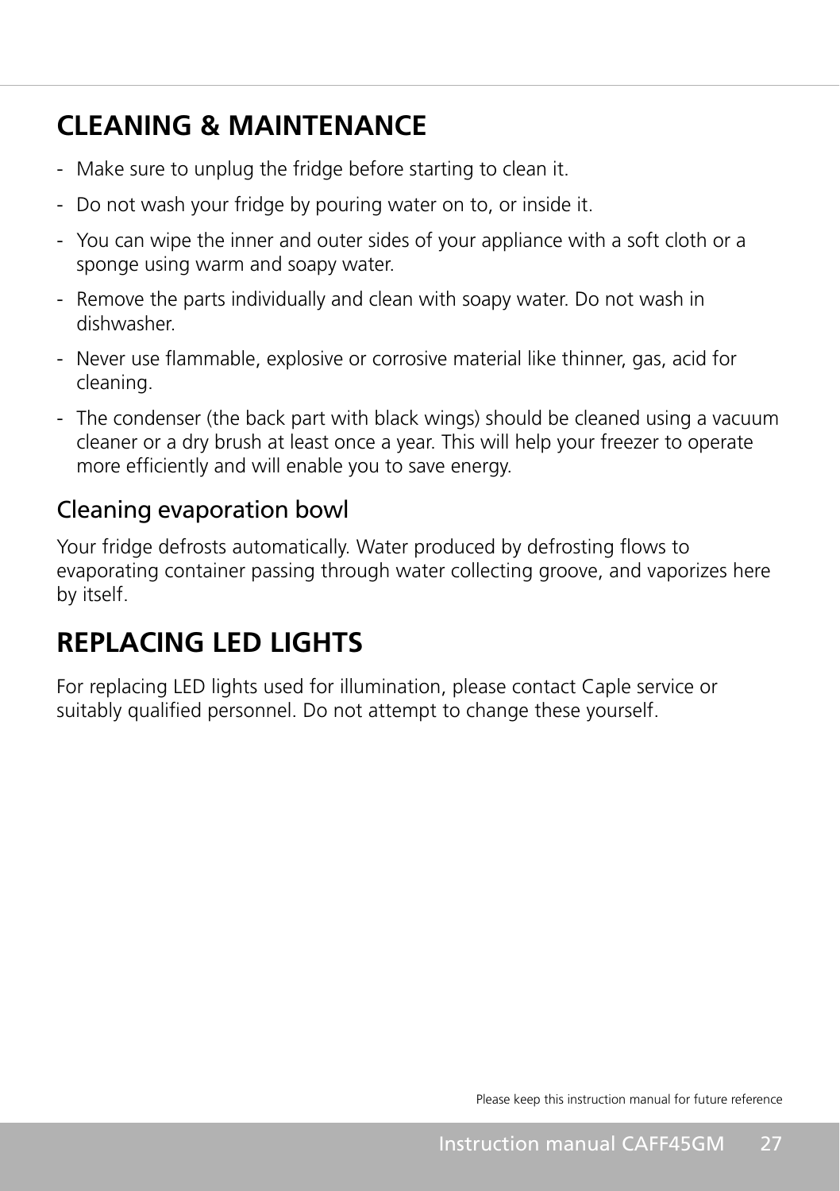# CLEANING & MAINTENANCE

- Make sure to unplug the fridge before starting to clean it.
- Do not wash your fridge by pouring water on to, or inside it.
- You can wipe the inner and outer sides of your appliance with a soft cloth or a sponge using warm and soapy water.
- Remove the parts individually and clean with soapy water. Do not wash in dishwasher.
- Never use flammable, explosive or corrosive material like thinner, gas, acid for cleaning.
- The condenser (the back part with black wings) should be cleaned using a vacuum cleaner or a dry brush at least once a year. This will help your freezer to operate more efficiently and will enable you to save energy.

## Cleaning evaporation bowl

Your fridge defrosts automatically. Water produced by defrosting flows to evaporating container passing through water collecting groove, and vaporizes here by itself.

# REPLACING LED LIGHTS

For replacing LED lights used for illumination, please contact Caple service or suitably qualified personnel. Do not attempt to change these yourself.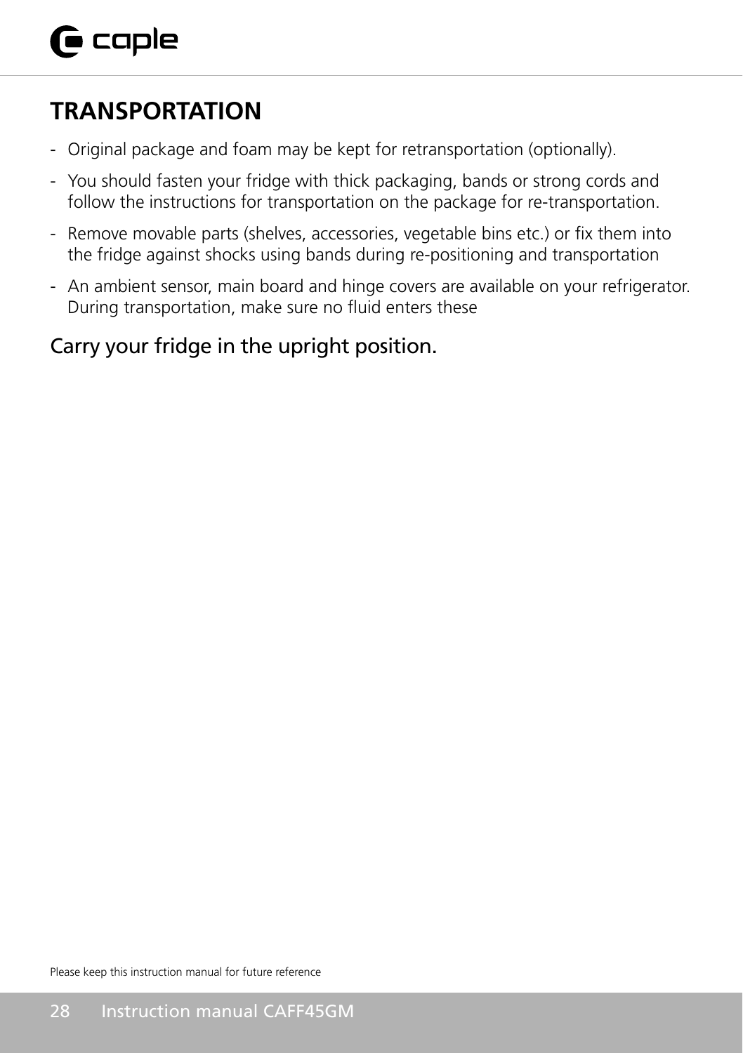# TRANSPORTATION

- Original package and foam may be kept for retransportation (optionally).
- You should fasten your fridge with thick packaging, bands or strong cords and follow the instructions for transportation on the package for re-transportation.
- Remove movable parts (shelves, accessories, vegetable bins etc.) or fix them into the fridge against shocks using bands during re-positioning and transportation
- An ambient sensor, main board and hinge covers are available on your refrigerator. During transportation, make sure no fluid enters these

Carry your fridge in the upright position.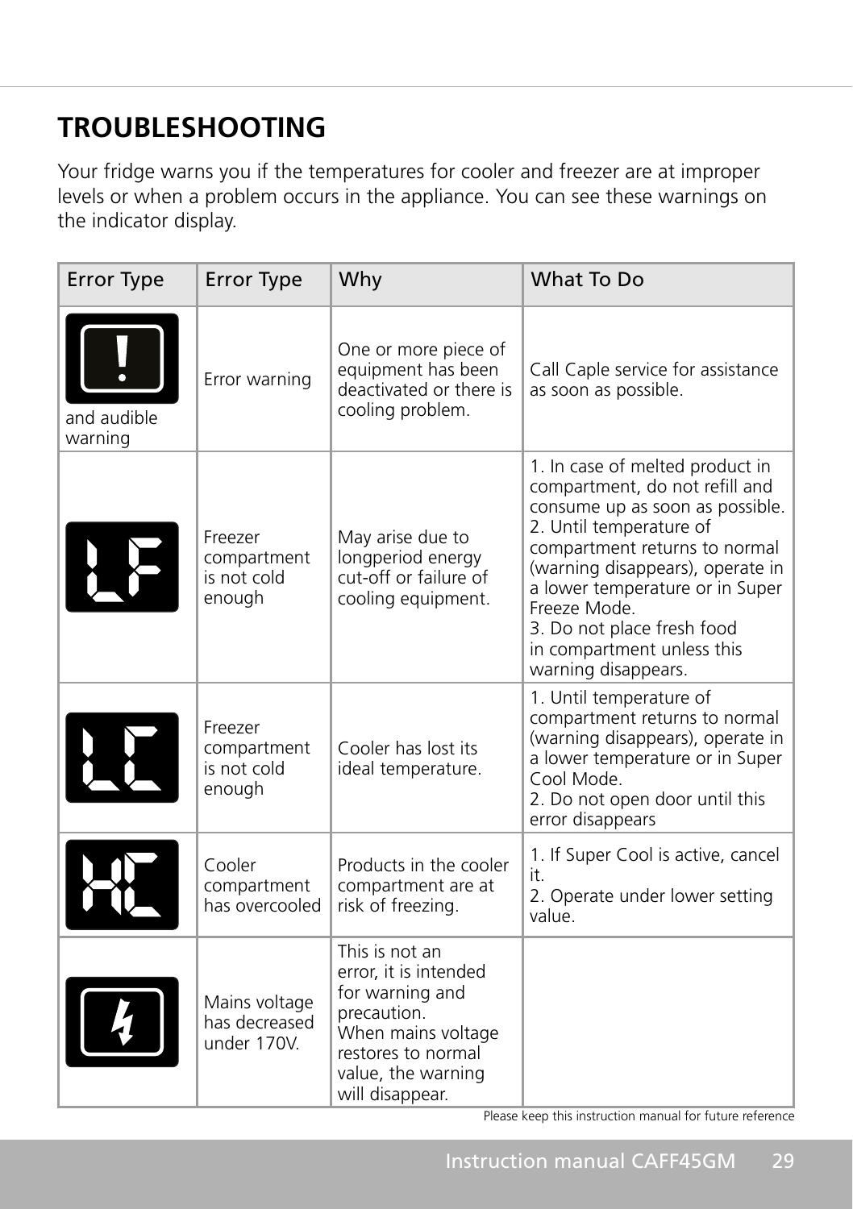## TROUBLESHOOTING

Your fridge warns you if the temperatures for cooler and freezer are at improper levels or when a problem occurs in the appliance. You can see these warnings on the indicator display.

| Error Type | Error Type | Why | What To Do |
|---|---|---|---|
| ! and audible warning | Error warning | One or more piece of equipment has been deactivated or there is cooling problem. | Call Caple service for assistance as soon as possible. |
| LF | Freezer compartment is not cold enough | May arise due to longperiod energy cut-off or failure of cooling equipment. | 1. In case of melted product in compartment, do not refill and consume up as soon as possible.<br>2. Until temperature of compartment returns to normal (warning disappears), operate in a lower temperature or in Super Freeze Mode.<br>3. Do not place fresh food in compartment unless this warning disappears. |
| LC | Freezer compartment is not cold enough | Cooler has lost its ideal temperature. | 1. Until temperature of compartment returns to normal (warning disappears), operate in a lower temperature or in Super Cool Mode.<br>2. Do not open door until this error disappears |
| HC | Cooler compartment has overcooled | Products in the cooler compartment are at risk of freezing. | 1. If Super Cool is active, cancel it.<br>2. Operate under lower setting value. |
| (lightning symbol) | Mains voltage has decreased under 170V. | This is not an error, it is intended for warning and precaution.<br>When mains voltage restores to normal value, the warning will disappear. | |

Please keep this instruction manual for future reference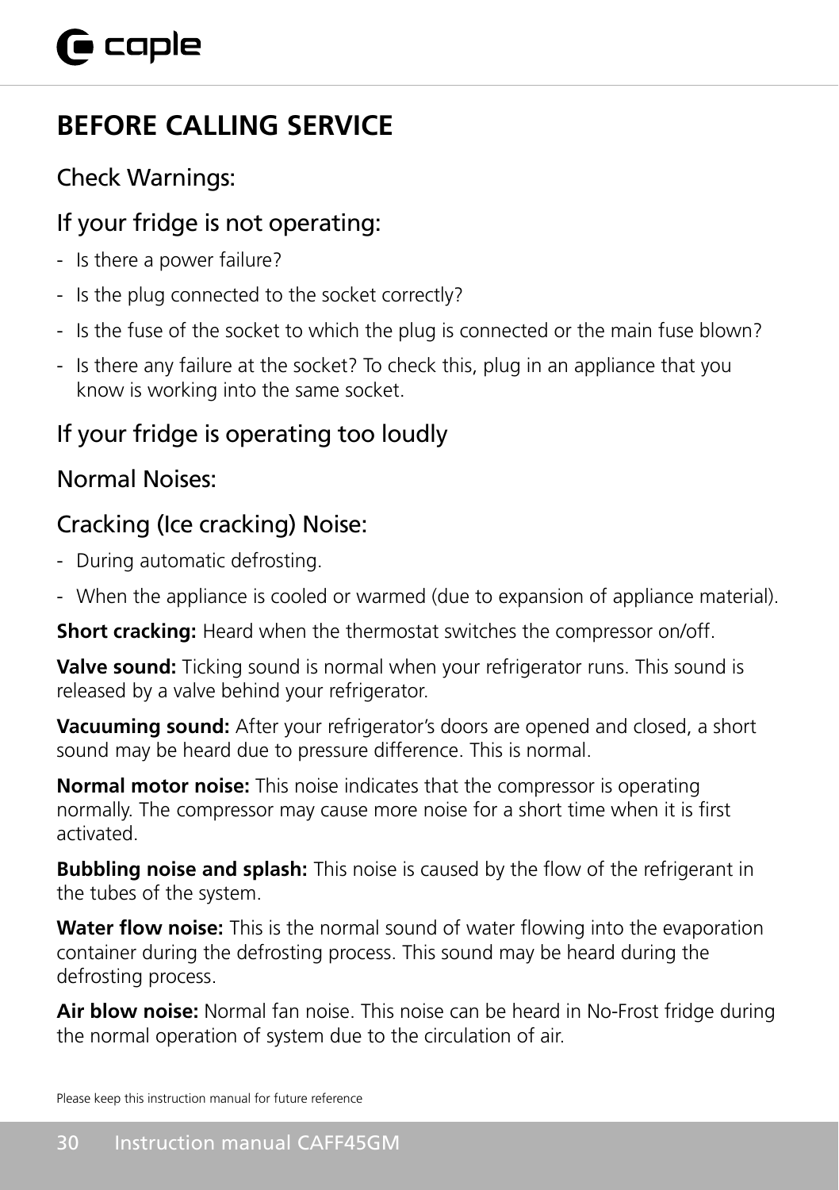# BEFORE CALLING SERVICE

## Check Warnings:

## If your fridge is not operating:

- Is there a power failure?
- Is the plug connected to the socket correctly?
- Is the fuse of the socket to which the plug is connected or the main fuse blown?
- Is there any failure at the socket? To check this, plug in an appliance that you know is working into the same socket.

## If your fridge is operating too loudly

## Normal Noises:

## Cracking (Ice cracking) Noise:

- During automatic defrosting.
- When the appliance is cooled or warmed (due to expansion of appliance material).

**Short cracking:** Heard when the thermostat switches the compressor on/off.

**Valve sound:** Ticking sound is normal when your refrigerator runs. This sound is released by a valve behind your refrigerator.

**Vacuuming sound:** After your refrigerator's doors are opened and closed, a short sound may be heard due to pressure difference. This is normal.

**Normal motor noise:** This noise indicates that the compressor is operating normally. The compressor may cause more noise for a short time when it is first activated.

**Bubbling noise and splash:** This noise is caused by the flow of the refrigerant in the tubes of the system.

**Water flow noise:** This is the normal sound of water flowing into the evaporation container during the defrosting process. This sound may be heard during the defrosting process.

**Air blow noise:** Normal fan noise. This noise can be heard in No-Frost fridge during the normal operation of system due to the circulation of air.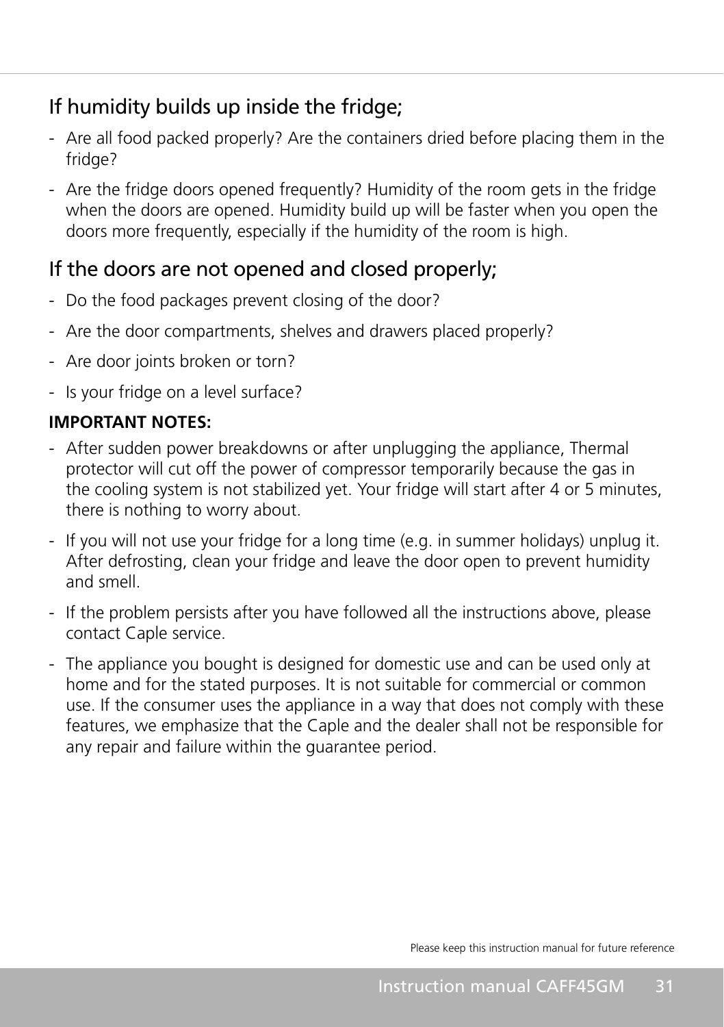## If humidity builds up inside the fridge;

- Are all food packed properly? Are the containers dried before placing them in the fridge?
- Are the fridge doors opened frequently? Humidity of the room gets in the fridge when the doors are opened. Humidity build up will be faster when you open the doors more frequently, especially if the humidity of the room is high.

## If the doors are not opened and closed properly;

- Do the food packages prevent closing of the door?
- Are the door compartments, shelves and drawers placed properly?
- Are door joints broken or torn?
- Is your fridge on a level surface?

**IMPORTANT NOTES:**

- After sudden power breakdowns or after unplugging the appliance, Thermal protector will cut off the power of compressor temporarily because the gas in the cooling system is not stabilized yet. Your fridge will start after 4 or 5 minutes, there is nothing to worry about.
- If you will not use your fridge for a long time (e.g. in summer holidays) unplug it. After defrosting, clean your fridge and leave the door open to prevent humidity and smell.
- If the problem persists after you have followed all the instructions above, please contact Caple service.
- The appliance you bought is designed for domestic use and can be used only at home and for the stated purposes. It is not suitable for commercial or common use. If the consumer uses the appliance in a way that does not comply with these features, we emphasize that the Caple and the dealer shall not be responsible for any repair and failure within the guarantee period.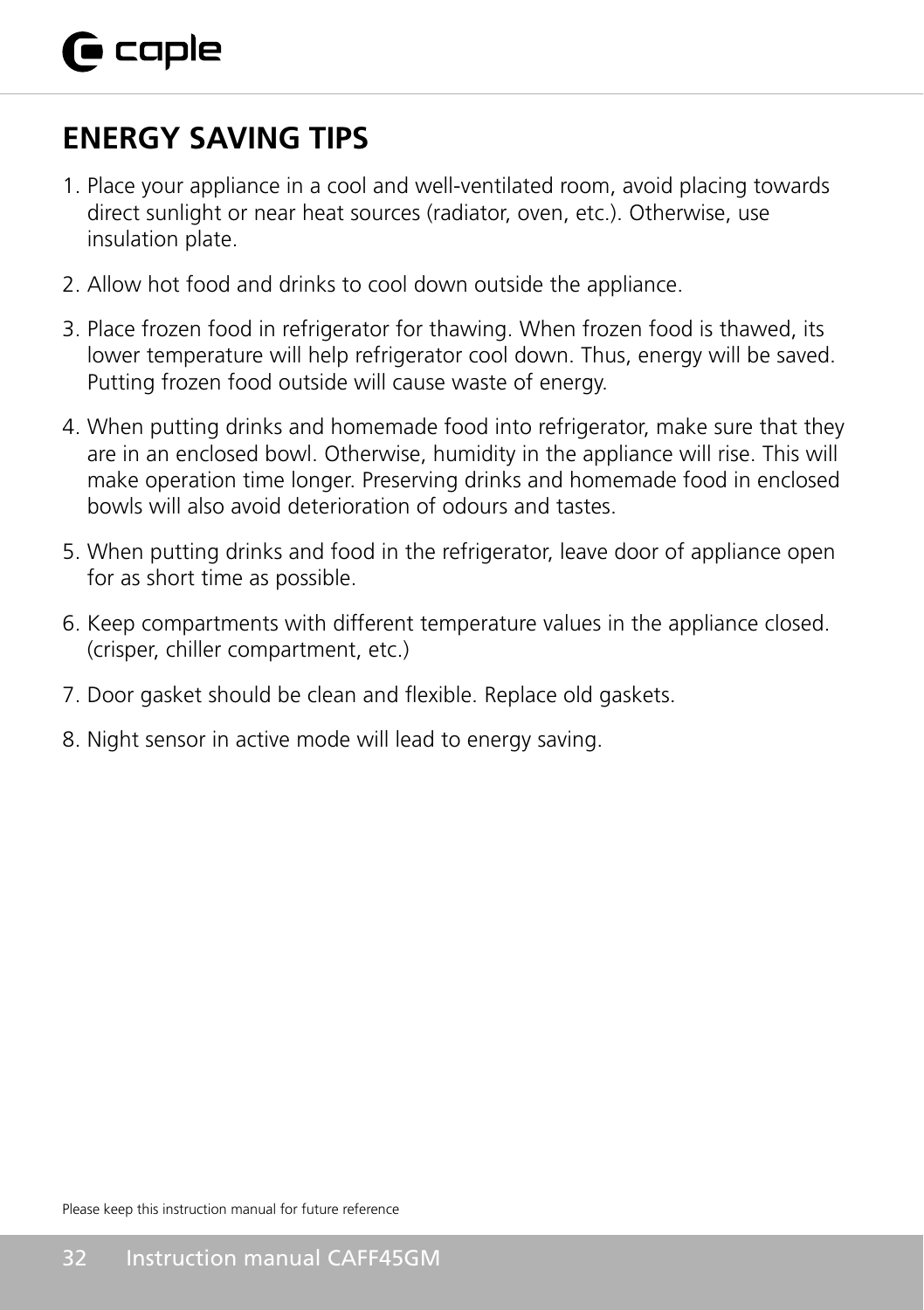## ENERGY SAVING TIPS

1. Place your appliance in a cool and well-ventilated room, avoid placing towards direct sunlight or near heat sources (radiator, oven, etc.). Otherwise, use insulation plate.
2. Allow hot food and drinks to cool down outside the appliance.
3. Place frozen food in refrigerator for thawing. When frozen food is thawed, its lower temperature will help refrigerator cool down. Thus, energy will be saved. Putting frozen food outside will cause waste of energy.
4. When putting drinks and homemade food into refrigerator, make sure that they are in an enclosed bowl. Otherwise, humidity in the appliance will rise. This will make operation time longer. Preserving drinks and homemade food in enclosed bowls will also avoid deterioration of odours and tastes.
5. When putting drinks and food in the refrigerator, leave door of appliance open for as short time as possible.
6. Keep compartments with different temperature values in the appliance closed. (crisper, chiller compartment, etc.)
7. Door gasket should be clean and flexible. Replace old gaskets.
8. Night sensor in active mode will lead to energy saving.

Please keep this instruction manual for future reference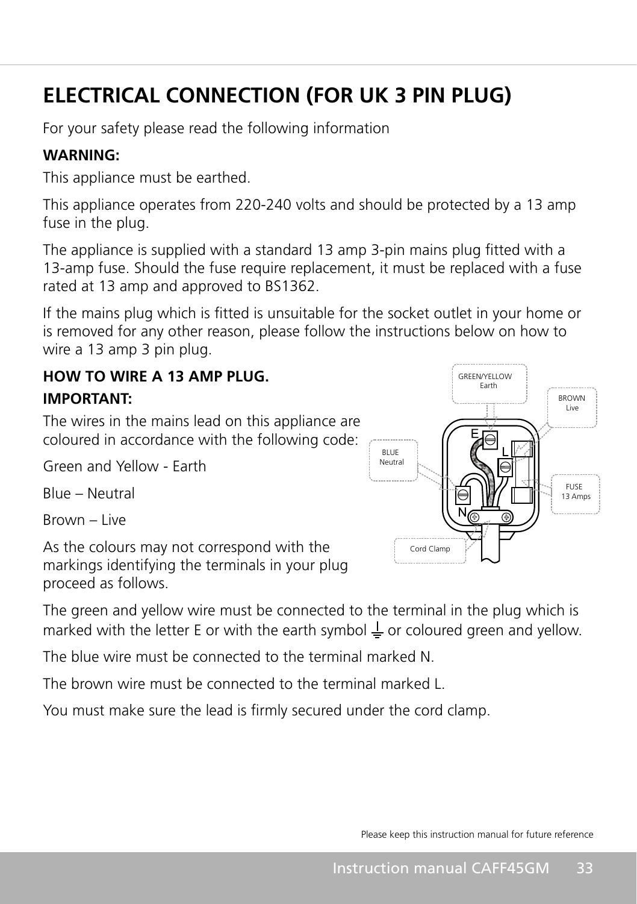# ELECTRICAL CONNECTION (FOR UK 3 PIN PLUG)

For your safety please read the following information

**WARNING:**

This appliance must be earthed.

This appliance operates from 220-240 volts and should be protected by a 13 amp fuse in the plug.

The appliance is supplied with a standard 13 amp 3-pin mains plug fitted with a 13-amp fuse. Should the fuse require replacement, it must be replaced with a fuse rated at 13 amp and approved to BS1362.

If the mains plug which is fitted is unsuitable for the socket outlet in your home or is removed for any other reason, please follow the instructions below on how to wire a 13 amp 3 pin plug.

**HOW TO WIRE A 13 AMP PLUG.**

**IMPORTANT:**

The wires in the mains lead on this appliance are coloured in accordance with the following code:

Green and Yellow - Earth

Blue – Neutral

Brown – Live

As the colours may not correspond with the markings identifying the terminals in your plug proceed as follows.

GREEN/YELLOW Earth

BROWN Live

BLUE Neutral

FUSE 13 Amps

Cord Clamp

The green and yellow wire must be connected to the terminal in the plug which is marked with the letter E or with the earth symbol ⏚ or coloured green and yellow.

The blue wire must be connected to the terminal marked N.

The brown wire must be connected to the terminal marked L.

You must make sure the lead is firmly secured under the cord clamp.

Please keep this instruction manual for future reference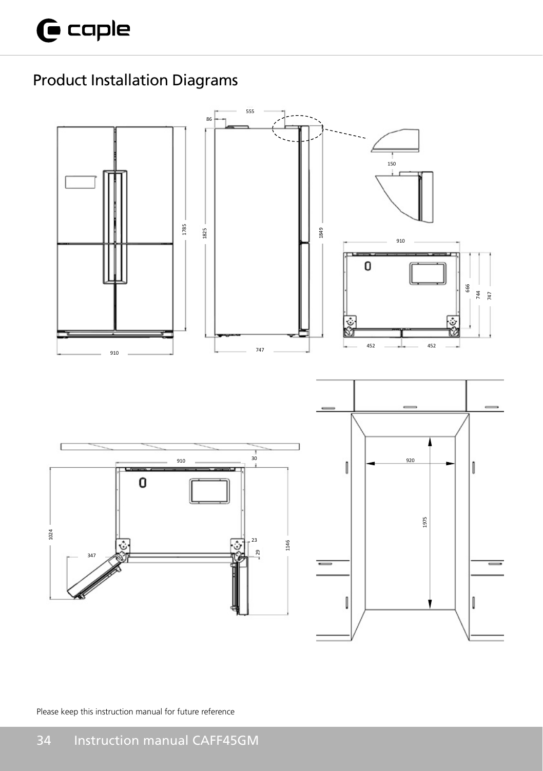## Product Installation Diagrams

Please keep this instruction manual for future reference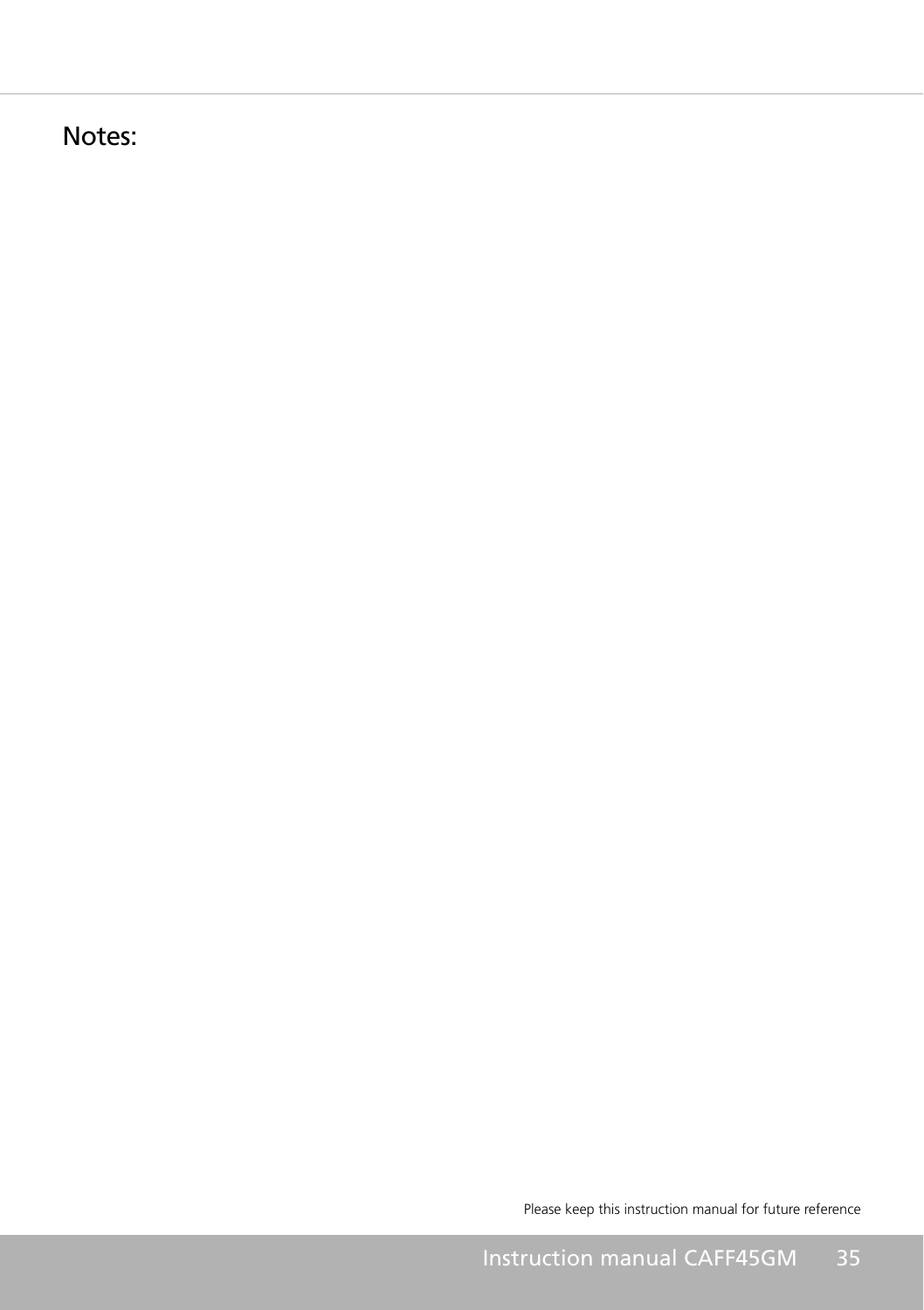## Notes:

Please keep this instruction manual for future reference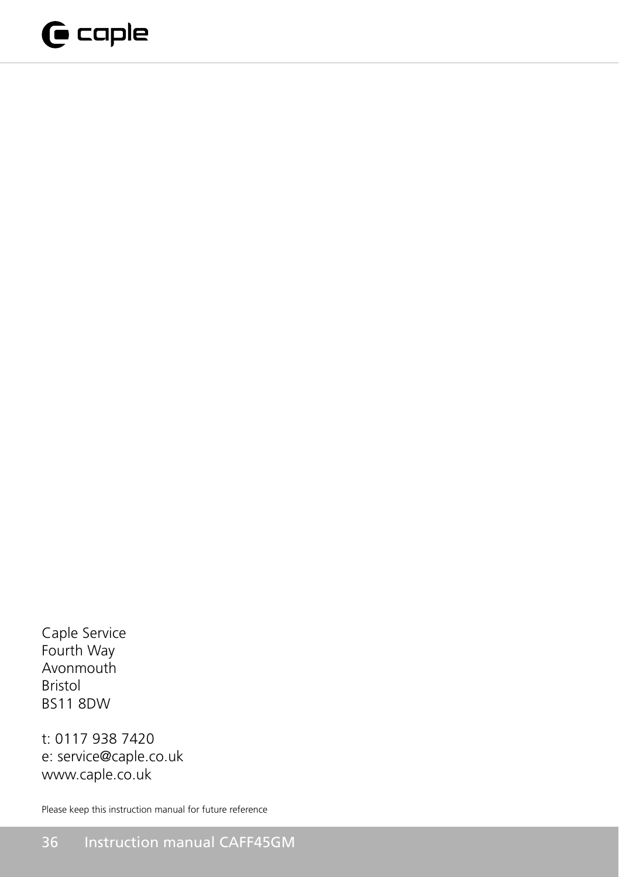Caple Service
Fourth Way
Avonmouth
Bristol
BS11 8DW

t: 0117 938 7420
e: service@caple.co.uk
www.caple.co.uk

Please keep this instruction manual for future reference